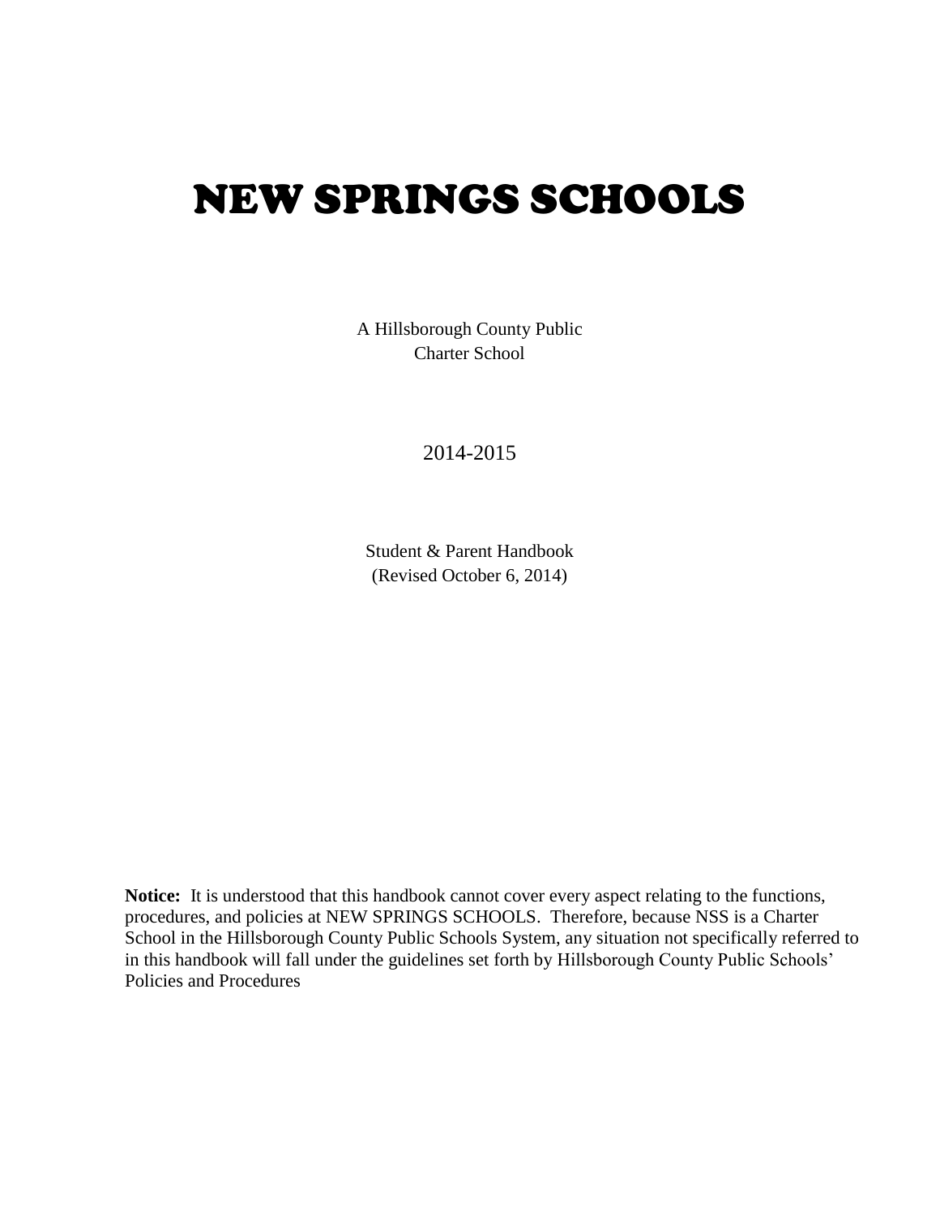# NEW SPRINGS SCHOOLS

A Hillsborough County Public
Charter School

2014-2015

Student & Parent Handbook
(Revised October 6, 2014)

**Notice:** It is understood that this handbook cannot cover every aspect relating to the functions, procedures, and policies at NEW SPRINGS SCHOOLS. Therefore, because NSS is a Charter School in the Hillsborough County Public Schools System, any situation not specifically referred to in this handbook will fall under the guidelines set forth by Hillsborough County Public Schools' Policies and Procedures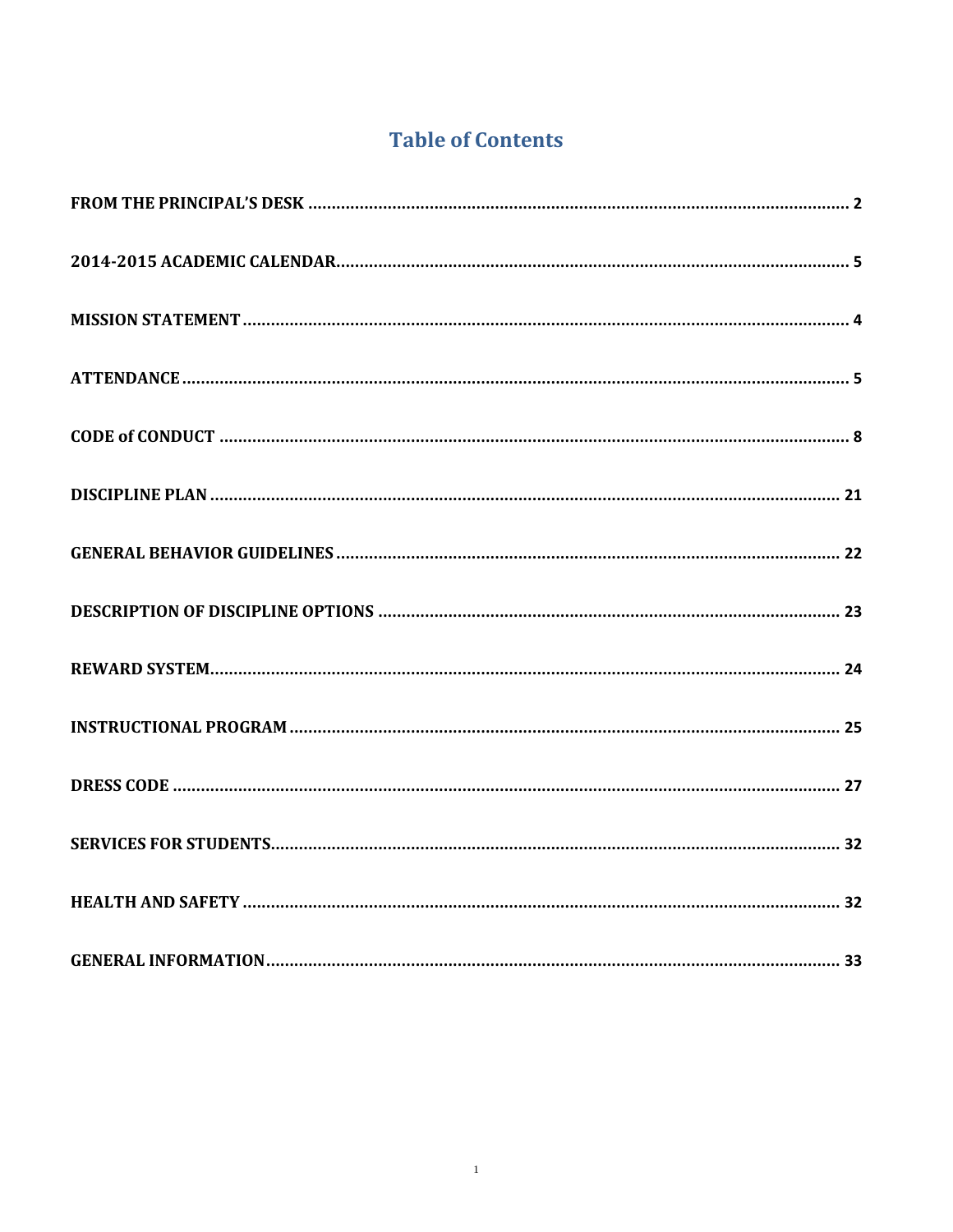# Table of Contents

FROM THE PRINCIPAL'S DESK ........................................................ 2

2014-2015 ACADEMIC CALENDAR ........................................................ 5

MISSION STATEMENT ........................................................ 4

ATTENDANCE ........................................................ 5

CODE of CONDUCT ........................................................ 8

DISCIPLINE PLAN ........................................................ 21

GENERAL BEHAVIOR GUIDELINES ........................................................ 22

DESCRIPTION OF DISCIPLINE OPTIONS ........................................................ 23

REWARD SYSTEM ........................................................ 24

INSTRUCTIONAL PROGRAM ........................................................ 25

DRESS CODE ........................................................ 27

SERVICES FOR STUDENTS ........................................................ 32

HEALTH AND SAFETY ........................................................ 32

GENERAL INFORMATION ........................................................ 33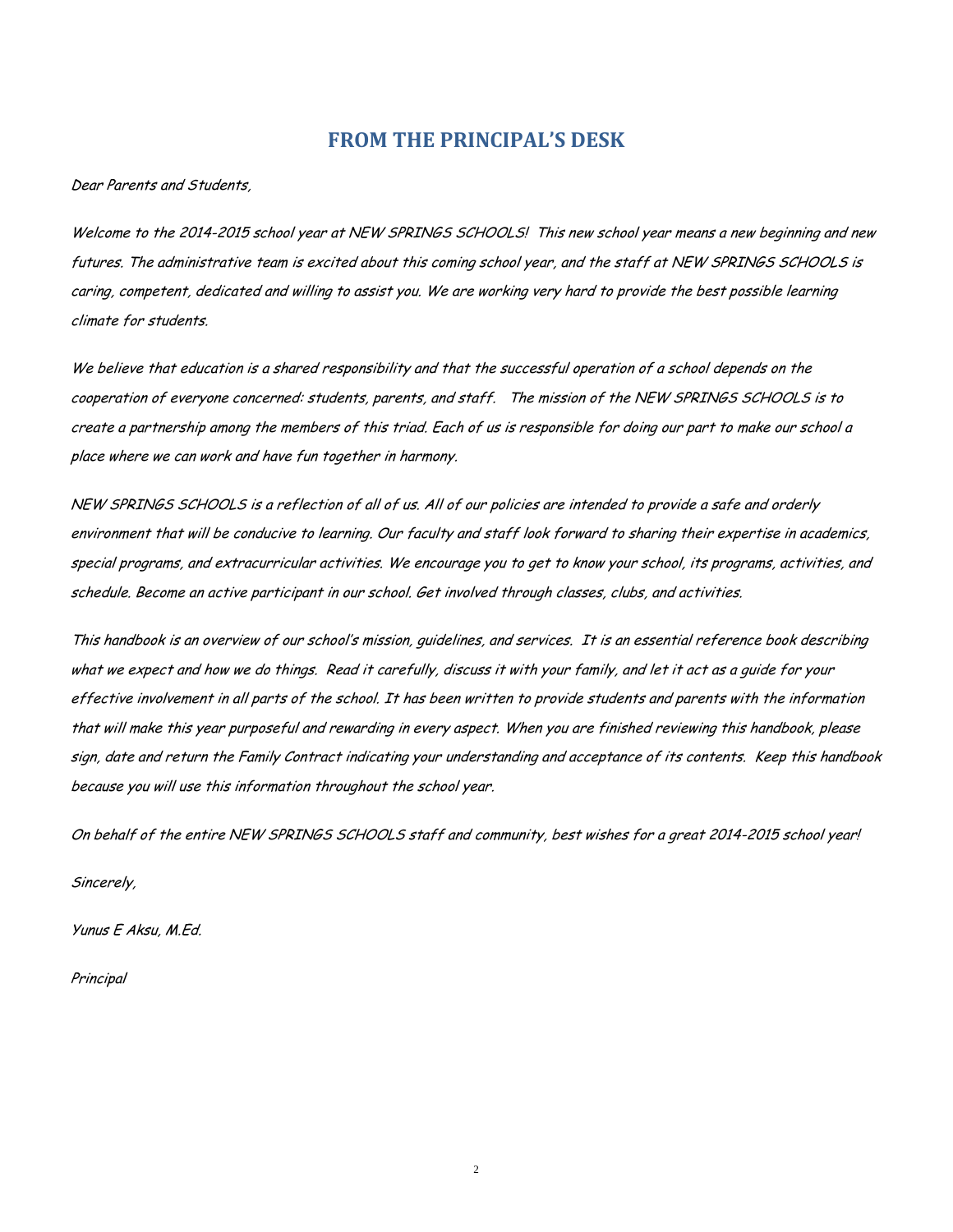# FROM THE PRINCIPAL'S DESK

*Dear Parents and Students,*

*Welcome to the 2014-2015 school year at NEW SPRINGS SCHOOLS! This new school year means a new beginning and new futures. The administrative team is excited about this coming school year, and the staff at NEW SPRINGS SCHOOLS is caring, competent, dedicated and willing to assist you. We are working very hard to provide the best possible learning climate for students.*

*We believe that education is a shared responsibility and that the successful operation of a school depends on the cooperation of everyone concerned: students, parents, and staff. The mission of the NEW SPRINGS SCHOOLS is to create a partnership among the members of this triad. Each of us is responsible for doing our part to make our school a place where we can work and have fun together in harmony.*

*NEW SPRINGS SCHOOLS is a reflection of all of us. All of our policies are intended to provide a safe and orderly environment that will be conducive to learning. Our faculty and staff look forward to sharing their expertise in academics, special programs, and extracurricular activities. We encourage you to get to know your school, its programs, activities, and schedule. Become an active participant in our school. Get involved through classes, clubs, and activities.*

*This handbook is an overview of our school's mission, guidelines, and services. It is an essential reference book describing what we expect and how we do things. Read it carefully, discuss it with your family, and let it act as a guide for your effective involvement in all parts of the school. It has been written to provide students and parents with the information that will make this year purposeful and rewarding in every aspect. When you are finished reviewing this handbook, please sign, date and return the Family Contract indicating your understanding and acceptance of its contents. Keep this handbook because you will use this information throughout the school year.*

*On behalf of the entire NEW SPRINGS SCHOOLS staff and community, best wishes for a great 2014-2015 school year!*

*Sincerely,*

*Yunus E Aksu, M.Ed.*

*Principal*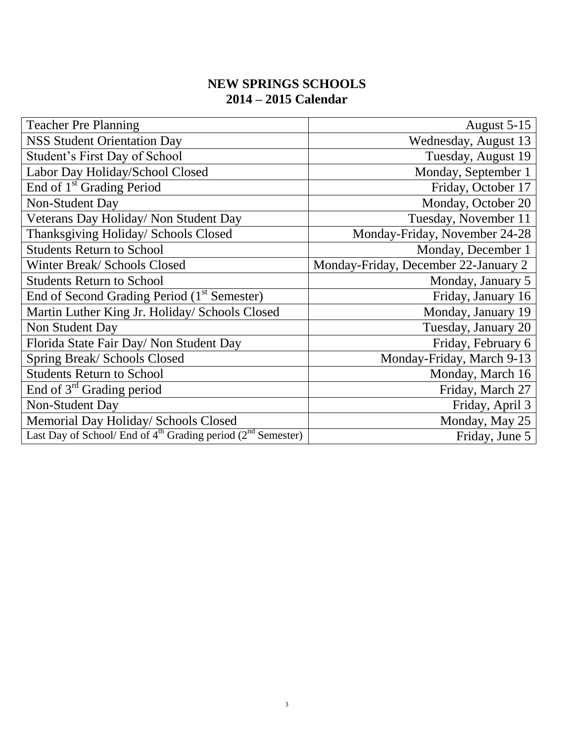# NEW SPRINGS SCHOOLS
## 2014 – 2015 Calendar

| | |
|---|---|
| Teacher Pre Planning | August 5-15 |
| NSS Student Orientation Day | Wednesday, August 13 |
| Student's First Day of School | Tuesday, August 19 |
| Labor Day Holiday/School Closed | Monday, September 1 |
| End of 1st Grading Period | Friday, October 17 |
| Non-Student Day | Monday, October 20 |
| Veterans Day Holiday/ Non Student Day | Tuesday, November 11 |
| Thanksgiving Holiday/ Schools Closed | Monday-Friday, November 24-28 |
| Students Return to School | Monday, December 1 |
| Winter Break/ Schools Closed | Monday-Friday, December 22-January 2 |
| Students Return to School | Monday, January 5 |
| End of Second Grading Period (1st Semester) | Friday, January 16 |
| Martin Luther King Jr. Holiday/ Schools Closed | Monday, January 19 |
| Non Student Day | Tuesday, January 20 |
| Florida State Fair Day/ Non Student Day | Friday, February 6 |
| Spring Break/ Schools Closed | Monday-Friday, March 9-13 |
| Students Return to School | Monday, March 16 |
| End of 3rd Grading period | Friday, March 27 |
| Non-Student Day | Friday, April 3 |
| Memorial Day Holiday/ Schools Closed | Monday, May 25 |
| Last Day of School/ End of 4th Grading period (2nd Semester) | Friday, June 5 |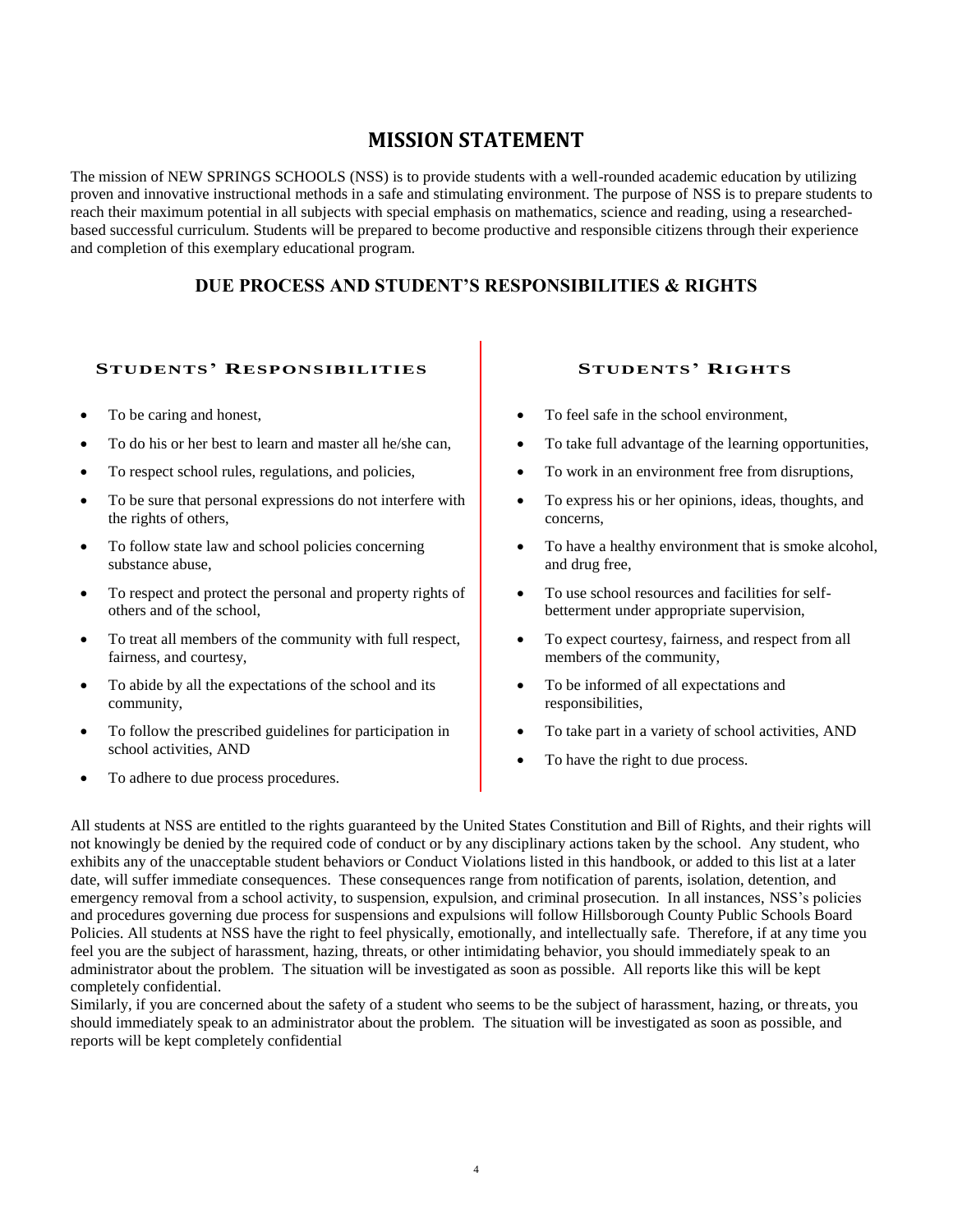# MISSION STATEMENT

The mission of NEW SPRINGS SCHOOLS (NSS) is to provide students with a well-rounded academic education by utilizing proven and innovative instructional methods in a safe and stimulating environment. The purpose of NSS is to prepare students to reach their maximum potential in all subjects with special emphasis on mathematics, science and reading, using a researched-based successful curriculum. Students will be prepared to become productive and responsible citizens through their experience and completion of this exemplary educational program.

## DUE PROCESS AND STUDENT'S RESPONSIBILITIES & RIGHTS

### STUDENTS' RESPONSIBILITIES

- To be caring and honest,
- To do his or her best to learn and master all he/she can,
- To respect school rules, regulations, and policies,
- To be sure that personal expressions do not interfere with the rights of others,
- To follow state law and school policies concerning substance abuse,
- To respect and protect the personal and property rights of others and of the school,
- To treat all members of the community with full respect, fairness, and courtesy,
- To abide by all the expectations of the school and its community,
- To follow the prescribed guidelines for participation in school activities, AND
- To adhere to due process procedures.

### STUDENTS' RIGHTS

- To feel safe in the school environment,
- To take full advantage of the learning opportunities,
- To work in an environment free from disruptions,
- To express his or her opinions, ideas, thoughts, and concerns,
- To have a healthy environment that is smoke alcohol, and drug free,
- To use school resources and facilities for self-betterment under appropriate supervision,
- To expect courtesy, fairness, and respect from all members of the community,
- To be informed of all expectations and responsibilities,
- To take part in a variety of school activities, AND
- To have the right to due process.

All students at NSS are entitled to the rights guaranteed by the United States Constitution and Bill of Rights, and their rights will not knowingly be denied by the required code of conduct or by any disciplinary actions taken by the school. Any student, who exhibits any of the unacceptable student behaviors or Conduct Violations listed in this handbook, or added to this list at a later date, will suffer immediate consequences. These consequences range from notification of parents, isolation, detention, and emergency removal from a school activity, to suspension, expulsion, and criminal prosecution. In all instances, NSS's policies and procedures governing due process for suspensions and expulsions will follow Hillsborough County Public Schools Board Policies. All students at NSS have the right to feel physically, emotionally, and intellectually safe. Therefore, if at any time you feel you are the subject of harassment, hazing, threats, or other intimidating behavior, you should immediately speak to an administrator about the problem. The situation will be investigated as soon as possible. All reports like this will be kept completely confidential.

Similarly, if you are concerned about the safety of a student who seems to be the subject of harassment, hazing, or threats, you should immediately speak to an administrator about the problem. The situation will be investigated as soon as possible, and reports will be kept completely confidential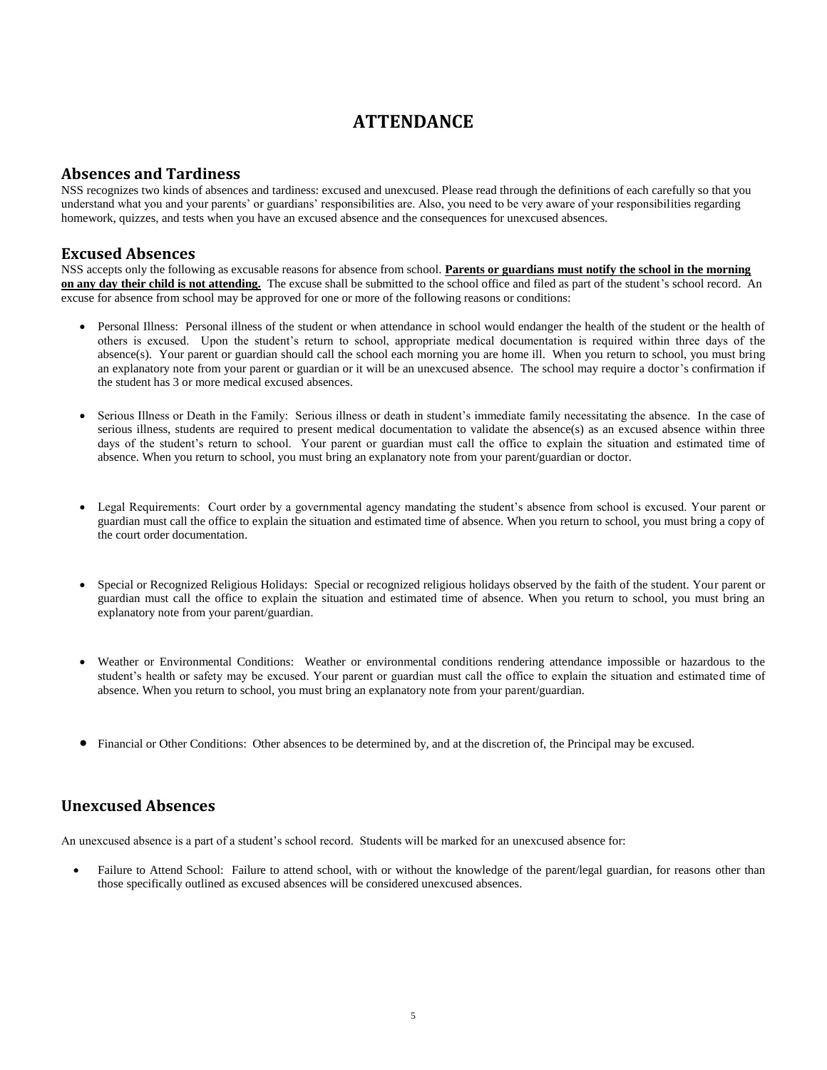# ATTENDANCE

## Absences and Tardiness

NSS recognizes two kinds of absences and tardiness: excused and unexcused. Please read through the definitions of each carefully so that you understand what you and your parents' or guardians' responsibilities are. Also, you need to be very aware of your responsibilities regarding homework, quizzes, and tests when you have an excused absence and the consequences for unexcused absences.

## Excused Absences

NSS accepts only the following as excusable reasons for absence from school. **Parents or guardians must notify the school in the morning on any day their child is not attending.** The excuse shall be submitted to the school office and filed as part of the student's school record. An excuse for absence from school may be approved for one or more of the following reasons or conditions:

- Personal Illness: Personal illness of the student or when attendance in school would endanger the health of the student or the health of others is excused. Upon the student's return to school, appropriate medical documentation is required within three days of the absence(s). Your parent or guardian should call the school each morning you are home ill. When you return to school, you must bring an explanatory note from your parent or guardian or it will be an unexcused absence. The school may require a doctor's confirmation if the student has 3 or more medical excused absences.

- Serious Illness or Death in the Family: Serious illness or death in student's immediate family necessitating the absence. In the case of serious illness, students are required to present medical documentation to validate the absence(s) as an excused absence within three days of the student's return to school. Your parent or guardian must call the office to explain the situation and estimated time of absence. When you return to school, you must bring an explanatory note from your parent/guardian or doctor.

- Legal Requirements: Court order by a governmental agency mandating the student's absence from school is excused. Your parent or guardian must call the office to explain the situation and estimated time of absence. When you return to school, you must bring a copy of the court order documentation.

- Special or Recognized Religious Holidays: Special or recognized religious holidays observed by the faith of the student. Your parent or guardian must call the office to explain the situation and estimated time of absence. When you return to school, you must bring an explanatory note from your parent/guardian.

- Weather or Environmental Conditions: Weather or environmental conditions rendering attendance impossible or hazardous to the student's health or safety may be excused. Your parent or guardian must call the office to explain the situation and estimated time of absence. When you return to school, you must bring an explanatory note from your parent/guardian.

- Financial or Other Conditions: Other absences to be determined by, and at the discretion of, the Principal may be excused.

## Unexcused Absences

An unexcused absence is a part of a student's school record. Students will be marked for an unexcused absence for:

- Failure to Attend School: Failure to attend school, with or without the knowledge of the parent/legal guardian, for reasons other than those specifically outlined as excused absences will be considered unexcused absences.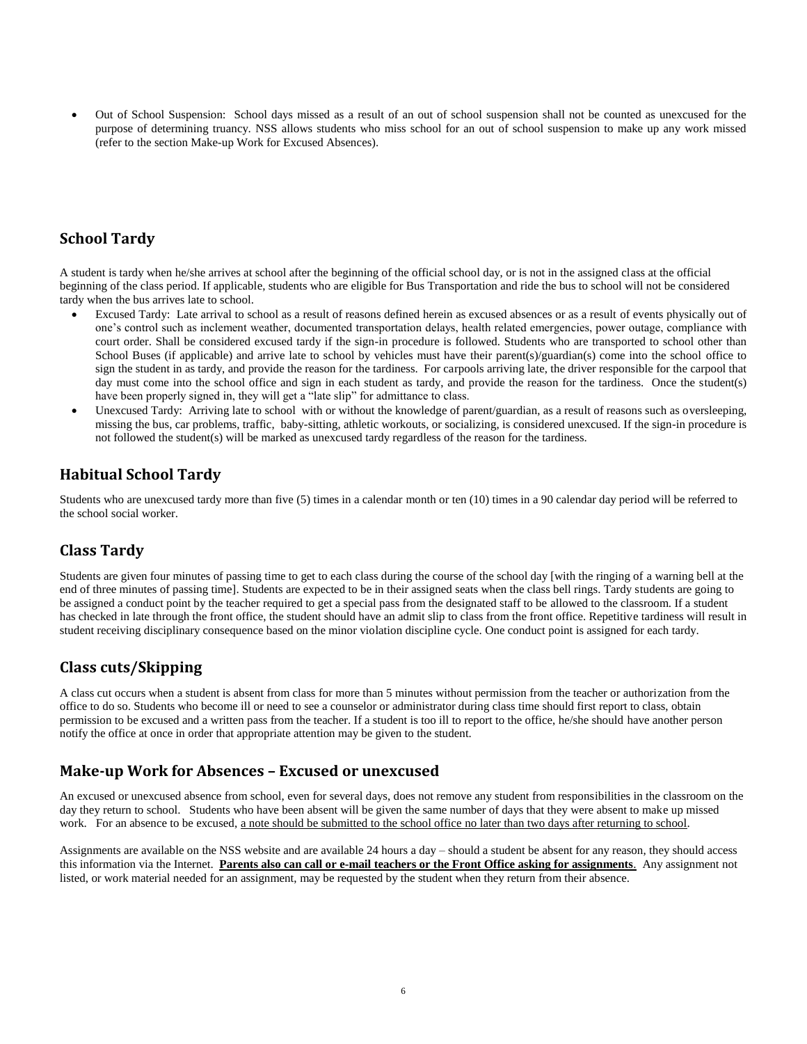- Out of School Suspension: School days missed as a result of an out of school suspension shall not be counted as unexcused for the purpose of determining truancy. NSS allows students who miss school for an out of school suspension to make up any work missed (refer to the section Make-up Work for Excused Absences).

## School Tardy

A student is tardy when he/she arrives at school after the beginning of the official school day, or is not in the assigned class at the official beginning of the class period. If applicable, students who are eligible for Bus Transportation and ride the bus to school will not be considered tardy when the bus arrives late to school.

- Excused Tardy: Late arrival to school as a result of reasons defined herein as excused absences or as a result of events physically out of one's control such as inclement weather, documented transportation delays, health related emergencies, power outage, compliance with court order. Shall be considered excused tardy if the sign-in procedure is followed. Students who are transported to school other than School Buses (if applicable) and arrive late to school by vehicles must have their parent(s)/guardian(s) come into the school office to sign the student in as tardy, and provide the reason for the tardiness. For carpools arriving late, the driver responsible for the carpool that day must come into the school office and sign in each student as tardy, and provide the reason for the tardiness. Once the student(s) have been properly signed in, they will get a "late slip" for admittance to class.
- Unexcused Tardy: Arriving late to school with or without the knowledge of parent/guardian, as a result of reasons such as oversleeping, missing the bus, car problems, traffic, baby-sitting, athletic workouts, or socializing, is considered unexcused. If the sign-in procedure is not followed the student(s) will be marked as unexcused tardy regardless of the reason for the tardiness.

## Habitual School Tardy

Students who are unexcused tardy more than five (5) times in a calendar month or ten (10) times in a 90 calendar day period will be referred to the school social worker.

## Class Tardy

Students are given four minutes of passing time to get to each class during the course of the school day [with the ringing of a warning bell at the end of three minutes of passing time]. Students are expected to be in their assigned seats when the class bell rings. Tardy students are going to be assigned a conduct point by the teacher required to get a special pass from the designated staff to be allowed to the classroom. If a student has checked in late through the front office, the student should have an admit slip to class from the front office. Repetitive tardiness will result in student receiving disciplinary consequence based on the minor violation discipline cycle. One conduct point is assigned for each tardy.

## Class cuts/Skipping

A class cut occurs when a student is absent from class for more than 5 minutes without permission from the teacher or authorization from the office to do so. Students who become ill or need to see a counselor or administrator during class time should first report to class, obtain permission to be excused and a written pass from the teacher. If a student is too ill to report to the office, he/she should have another person notify the office at once in order that appropriate attention may be given to the student.

## Make-up Work for Absences – Excused or unexcused

An excused or unexcused absence from school, even for several days, does not remove any student from responsibilities in the classroom on the day they return to school. Students who have been absent will be given the same number of days that they were absent to make up missed work. For an absence to be excused, <u>a note should be submitted to the school office no later than two days after returning to school</u>.

Assignments are available on the NSS website and are available 24 hours a day – should a student be absent for any reason, they should access this information via the Internet. **<u>Parents also can call or e-mail teachers or the Front Office asking for assignments</u>**. Any assignment not listed, or work material needed for an assignment, may be requested by the student when they return from their absence.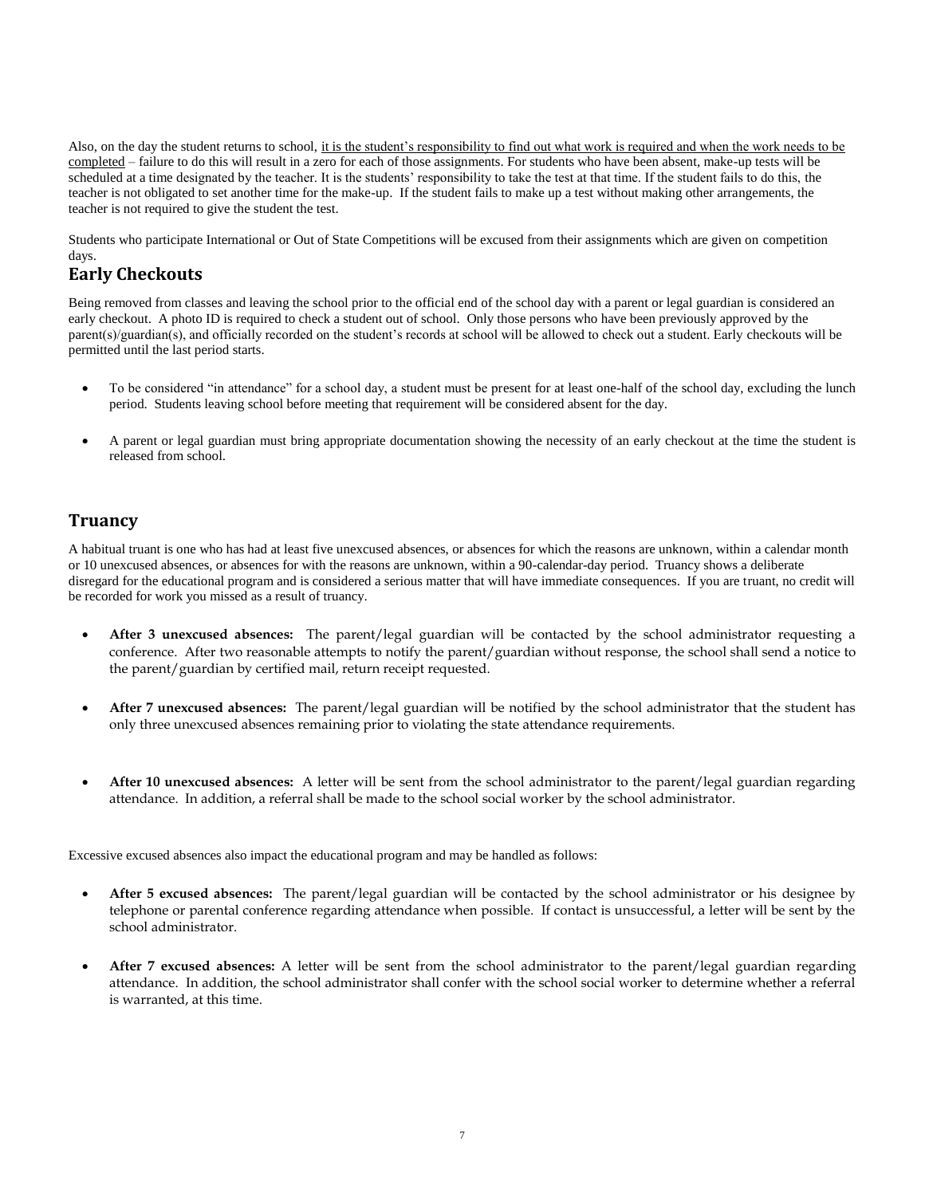Also, on the day the student returns to school, it is the student's responsibility to find out what work is required and when the work needs to be completed – failure to do this will result in a zero for each of those assignments. For students who have been absent, make-up tests will be scheduled at a time designated by the teacher. It is the students' responsibility to take the test at that time. If the student fails to do this, the teacher is not obligated to set another time for the make-up. If the student fails to make up a test without making other arrangements, the teacher is not required to give the student the test.

Students who participate International or Out of State Competitions will be excused from their assignments which are given on competition days.

## Early Checkouts

Being removed from classes and leaving the school prior to the official end of the school day with a parent or legal guardian is considered an early checkout. A photo ID is required to check a student out of school. Only those persons who have been previously approved by the parent(s)/guardian(s), and officially recorded on the student's records at school will be allowed to check out a student. Early checkouts will be permitted until the last period starts.

- To be considered "in attendance" for a school day, a student must be present for at least one-half of the school day, excluding the lunch period. Students leaving school before meeting that requirement will be considered absent for the day.
- A parent or legal guardian must bring appropriate documentation showing the necessity of an early checkout at the time the student is released from school.

## Truancy

A habitual truant is one who has had at least five unexcused absences, or absences for which the reasons are unknown, within a calendar month or 10 unexcused absences, or absences for with the reasons are unknown, within a 90-calendar-day period. Truancy shows a deliberate disregard for the educational program and is considered a serious matter that will have immediate consequences. If you are truant, no credit will be recorded for work you missed as a result of truancy.

- **After 3 unexcused absences:** The parent/legal guardian will be contacted by the school administrator requesting a conference. After two reasonable attempts to notify the parent/guardian without response, the school shall send a notice to the parent/guardian by certified mail, return receipt requested.
- **After 7 unexcused absences:** The parent/legal guardian will be notified by the school administrator that the student has only three unexcused absences remaining prior to violating the state attendance requirements.
- **After 10 unexcused absences:** A letter will be sent from the school administrator to the parent/legal guardian regarding attendance. In addition, a referral shall be made to the school social worker by the school administrator.

Excessive excused absences also impact the educational program and may be handled as follows:

- **After 5 excused absences:** The parent/legal guardian will be contacted by the school administrator or his designee by telephone or parental conference regarding attendance when possible. If contact is unsuccessful, a letter will be sent by the school administrator.
- **After 7 excused absences:** A letter will be sent from the school administrator to the parent/legal guardian regarding attendance. In addition, the school administrator shall confer with the school social worker to determine whether a referral is warranted, at this time.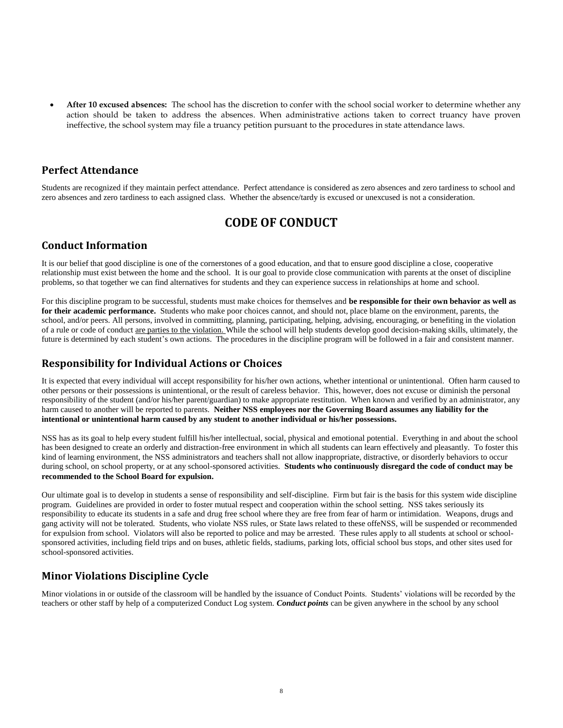- **After 10 excused absences:** The school has the discretion to confer with the school social worker to determine whether any action should be taken to address the absences. When administrative actions taken to correct truancy have proven ineffective, the school system may file a truancy petition pursuant to the procedures in state attendance laws.

## Perfect Attendance

Students are recognized if they maintain perfect attendance. Perfect attendance is considered as zero absences and zero tardiness to school and zero absences and zero tardiness to each assigned class. Whether the absence/tardy is excused or unexcused is not a consideration.

# CODE OF CONDUCT

## Conduct Information

It is our belief that good discipline is one of the cornerstones of a good education, and that to ensure good discipline a close, cooperative relationship must exist between the home and the school. It is our goal to provide close communication with parents at the onset of discipline problems, so that together we can find alternatives for students and they can experience success in relationships at home and school.

For this discipline program to be successful, students must make choices for themselves and **be responsible for their own behavior as well as for their academic performance.** Students who make poor choices cannot, and should not, place blame on the environment, parents, the school, and/or peers. All persons, involved in committing, planning, participating, helping, advising, encouraging, or benefiting in the violation of a rule or code of conduct are parties to the violation. While the school will help students develop good decision-making skills, ultimately, the future is determined by each student's own actions. The procedures in the discipline program will be followed in a fair and consistent manner.

## Responsibility for Individual Actions or Choices

It is expected that every individual will accept responsibility for his/her own actions, whether intentional or unintentional. Often harm caused to other persons or their possessions is unintentional, or the result of careless behavior. This, however, does not excuse or diminish the personal responsibility of the student (and/or his/her parent/guardian) to make appropriate restitution. When known and verified by an administrator, any harm caused to another will be reported to parents. **Neither NSS employees nor the Governing Board assumes any liability for the intentional or unintentional harm caused by any student to another individual or his/her possessions.**

NSS has as its goal to help every student fulfill his/her intellectual, social, physical and emotional potential. Everything in and about the school has been designed to create an orderly and distraction-free environment in which all students can learn effectively and pleasantly. To foster this kind of learning environment, the NSS administrators and teachers shall not allow inappropriate, distractive, or disorderly behaviors to occur during school, on school property, or at any school-sponsored activities. **Students who continuously disregard the code of conduct may be recommended to the School Board for expulsion.**

Our ultimate goal is to develop in students a sense of responsibility and self-discipline. Firm but fair is the basis for this system wide discipline program. Guidelines are provided in order to foster mutual respect and cooperation within the school setting. NSS takes seriously its responsibility to educate its students in a safe and drug free school where they are free from fear of harm or intimidation. Weapons, drugs and gang activity will not be tolerated. Students, who violate NSS rules, or State laws related to these offeNSS, will be suspended or recommended for expulsion from school. Violators will also be reported to police and may be arrested. These rules apply to all students at school or school-sponsored activities, including field trips and on buses, athletic fields, stadiums, parking lots, official school bus stops, and other sites used for school-sponsored activities.

## Minor Violations Discipline Cycle

Minor violations in or outside of the classroom will be handled by the issuance of Conduct Points. Students' violations will be recorded by the teachers or other staff by help of a computerized Conduct Log system. ***Conduct points*** can be given anywhere in the school by any school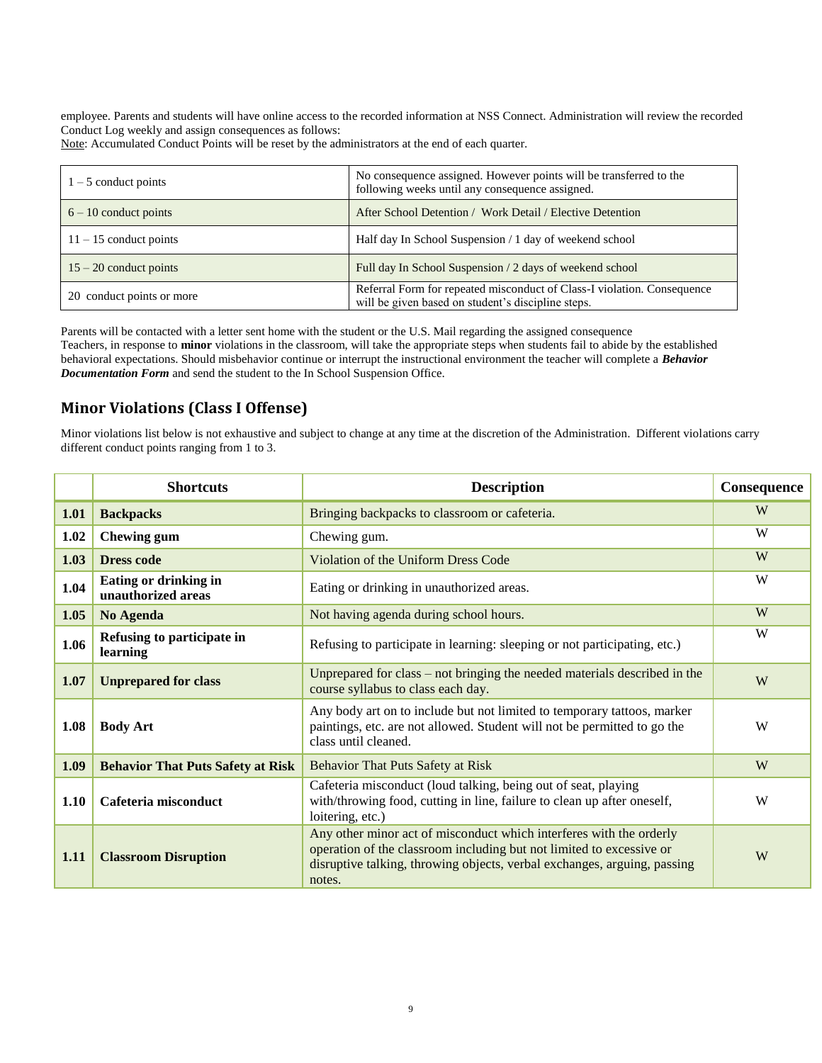employee. Parents and students will have online access to the recorded information at NSS Connect. Administration will review the recorded Conduct Log weekly and assign consequences as follows:
Note: Accumulated Conduct Points will be reset by the administrators at the end of each quarter.

| | |
|---|---|
| 1 – 5 conduct points | No consequence assigned. However points will be transferred to the following weeks until any consequence assigned. |
| 6 – 10 conduct points | After School Detention / Work Detail / Elective Detention |
| 11 – 15 conduct points | Half day In School Suspension / 1 day of weekend school |
| 15 – 20 conduct points | Full day In School Suspension / 2 days of weekend school |
| 20 conduct points or more | Referral Form for repeated misconduct of Class-I violation. Consequence will be given based on student's discipline steps. |

Parents will be contacted with a letter sent home with the student or the U.S. Mail regarding the assigned consequence
Teachers, in response to **minor** violations in the classroom, will take the appropriate steps when students fail to abide by the established behavioral expectations. Should misbehavior continue or interrupt the instructional environment the teacher will complete a ***Behavior Documentation Form*** and send the student to the In School Suspension Office.

## Minor Violations (Class I Offense)

Minor violations list below is not exhaustive and subject to change at any time at the discretion of the Administration. Different violations carry different conduct points ranging from 1 to 3.

| | Shortcuts | Description | Consequence |
|---|---|---|---|
| **1.01** | **Backpacks** | Bringing backpacks to classroom or cafeteria. | W |
| **1.02** | **Chewing gum** | Chewing gum. | W |
| **1.03** | **Dress code** | Violation of the Uniform Dress Code | W |
| **1.04** | **Eating or drinking in unauthorized areas** | Eating or drinking in unauthorized areas. | W |
| **1.05** | **No Agenda** | Not having agenda during school hours. | W |
| **1.06** | **Refusing to participate in learning** | Refusing to participate in learning: sleeping or not participating, etc.) | W |
| **1.07** | **Unprepared for class** | Unprepared for class – not bringing the needed materials described in the course syllabus to class each day. | W |
| **1.08** | **Body Art** | Any body art on to include but not limited to temporary tattoos, marker paintings, etc. are not allowed. Student will not be permitted to go the class until cleaned. | W |
| **1.09** | **Behavior That Puts Safety at Risk** | Behavior That Puts Safety at Risk | W |
| **1.10** | **Cafeteria misconduct** | Cafeteria misconduct (loud talking, being out of seat, playing with/throwing food, cutting in line, failure to clean up after oneself, loitering, etc.) | W |
| **1.11** | **Classroom Disruption** | Any other minor act of misconduct which interferes with the orderly operation of the classroom including but not limited to excessive or disruptive talking, throwing objects, verbal exchanges, arguing, passing notes. | W |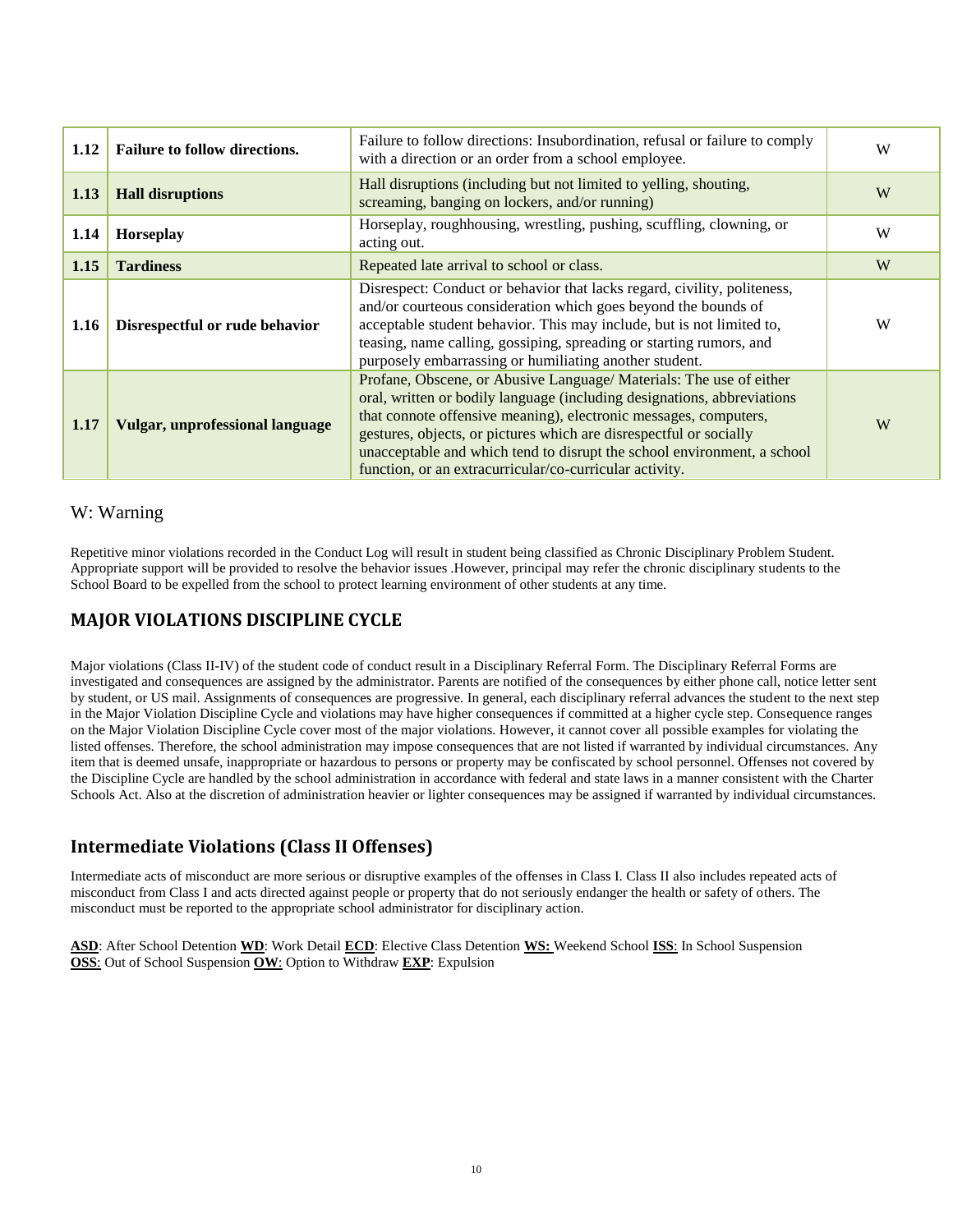| 1.12 | **Failure to follow directions.** | Failure to follow directions: Insubordination, refusal or failure to comply with a direction or an order from a school employee. | W |
|---|---|---|---|
| 1.13 | **Hall disruptions** | Hall disruptions (including but not limited to yelling, shouting, screaming, banging on lockers, and/or running) | W |
| 1.14 | **Horseplay** | Horseplay, roughhousing, wrestling, pushing, scuffling, clowning, or acting out. | W |
| 1.15 | **Tardiness** | Repeated late arrival to school or class. | W |
| 1.16 | **Disrespectful or rude behavior** | Disrespect: Conduct or behavior that lacks regard, civility, politeness, and/or courteous consideration which goes beyond the bounds of acceptable student behavior. This may include, but is not limited to, teasing, name calling, gossiping, spreading or starting rumors, and purposely embarrassing or humiliating another student. | W |
| 1.17 | **Vulgar, unprofessional language** | Profane, Obscene, or Abusive Language/ Materials: The use of either oral, written or bodily language (including designations, abbreviations that connote offensive meaning), electronic messages, computers, gestures, objects, or pictures which are disrespectful or socially unacceptable and which tend to disrupt the school environment, a school function, or an extracurricular/co-curricular activity. | W |

W: Warning

Repetitive minor violations recorded in the Conduct Log will result in student being classified as Chronic Disciplinary Problem Student. Appropriate support will be provided to resolve the behavior issues .However, principal may refer the chronic disciplinary students to the School Board to be expelled from the school to protect learning environment of other students at any time.

## MAJOR VIOLATIONS DISCIPLINE CYCLE

Major violations (Class II-IV) of the student code of conduct result in a Disciplinary Referral Form. The Disciplinary Referral Forms are investigated and consequences are assigned by the administrator. Parents are notified of the consequences by either phone call, notice letter sent by student, or US mail. Assignments of consequences are progressive. In general, each disciplinary referral advances the student to the next step in the Major Violation Discipline Cycle and violations may have higher consequences if committed at a higher cycle step. Consequence ranges on the Major Violation Discipline Cycle cover most of the major violations. However, it cannot cover all possible examples for violating the listed offenses. Therefore, the school administration may impose consequences that are not listed if warranted by individual circumstances. Any item that is deemed unsafe, inappropriate or hazardous to persons or property may be confiscated by school personnel. Offenses not covered by the Discipline Cycle are handled by the school administration in accordance with federal and state laws in a manner consistent with the Charter Schools Act. Also at the discretion of administration heavier or lighter consequences may be assigned if warranted by individual circumstances.

## Intermediate Violations (Class II Offenses)

Intermediate acts of misconduct are more serious or disruptive examples of the offenses in Class I. Class II also includes repeated acts of misconduct from Class I and acts directed against people or property that do not seriously endanger the health or safety of others. The misconduct must be reported to the appropriate school administrator for disciplinary action.

**ASD**: After School Detention **WD**: Work Detail **ECD**: Elective Class Detention **WS:** Weekend School **ISS**: In School Suspension
**OSS**: Out of School Suspension **OW**: Option to Withdraw **EXP**: Expulsion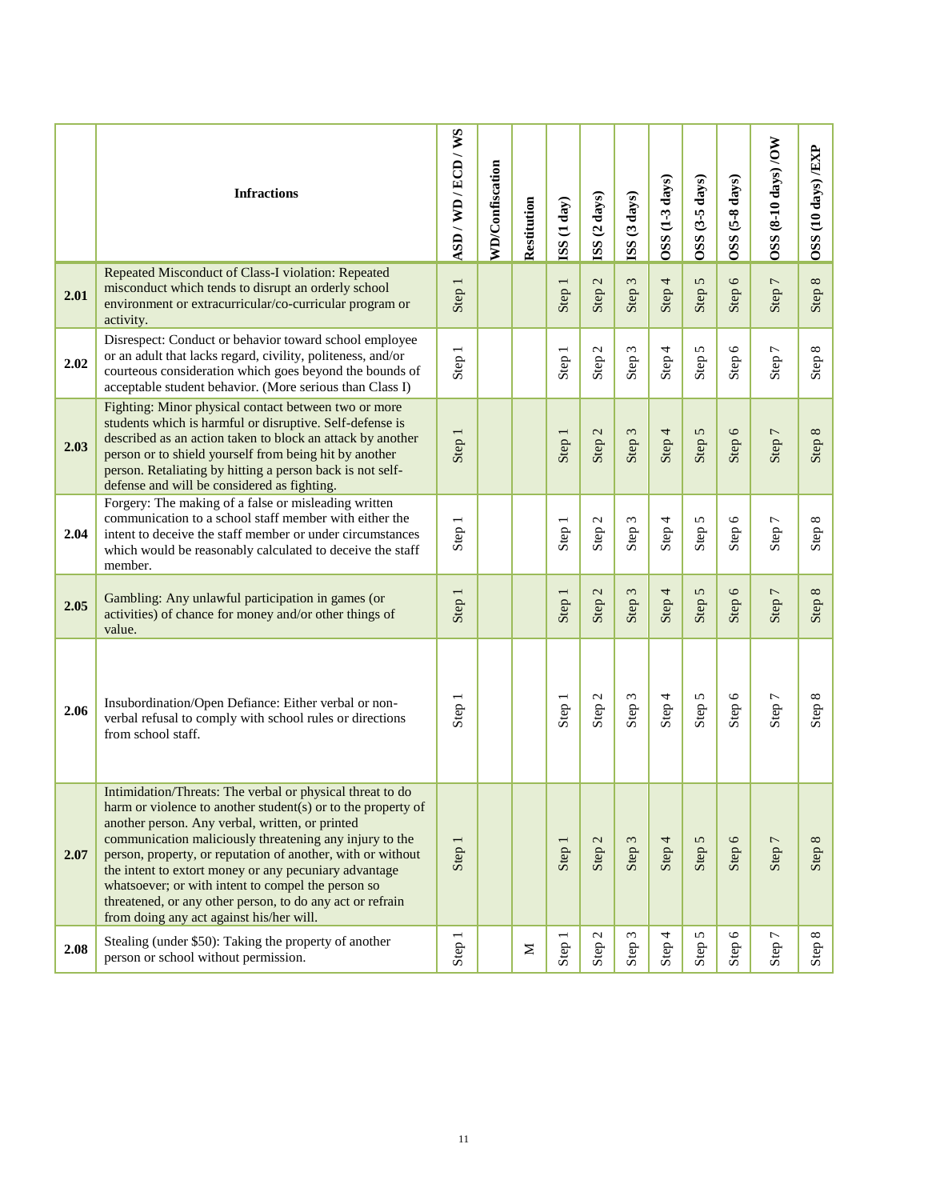| | Infractions | ASD / WD / ECD / WS | WD/Confiscation | Restitution | ISS (1 day) | ISS (2 days) | ISS (3 days) | OSS (1-3 days) | OSS (3-5 days) | OSS (5-8 days) | OSS (8-10 days) /OW | OSS (10 days) /EXP |
|---|---|---|---|---|---|---|---|---|---|---|---|---|
| **2.01** | Repeated Misconduct of Class-I violation: Repeated misconduct which tends to disrupt an orderly school environment or extracurricular/co-curricular program or activity. | Step 1 | | | Step 1 | Step 2 | Step 3 | Step 4 | Step 5 | Step 6 | Step 7 | Step 8 |
| **2.02** | Disrespect: Conduct or behavior toward school employee or an adult that lacks regard, civility, politeness, and/or courteous consideration which goes beyond the bounds of acceptable student behavior. (More serious than Class I) | Step 1 | | | Step 1 | Step 2 | Step 3 | Step 4 | Step 5 | Step 6 | Step 7 | Step 8 |
| **2.03** | Fighting: Minor physical contact between two or more students which is harmful or disruptive. Self-defense is described as an action taken to block an attack by another person or to shield yourself from being hit by another person. Retaliating by hitting a person back is not self-defense and will be considered as fighting. | Step 1 | | | Step 1 | Step 2 | Step 3 | Step 4 | Step 5 | Step 6 | Step 7 | Step 8 |
| **2.04** | Forgery: The making of a false or misleading written communication to a school staff member with either the intent to deceive the staff member or under circumstances which would be reasonably calculated to deceive the staff member. | Step 1 | | | Step 1 | Step 2 | Step 3 | Step 4 | Step 5 | Step 6 | Step 7 | Step 8 |
| **2.05** | Gambling: Any unlawful participation in games (or activities) of chance for money and/or other things of value. | Step 1 | | | Step 1 | Step 2 | Step 3 | Step 4 | Step 5 | Step 6 | Step 7 | Step 8 |
| **2.06** | Insubordination/Open Defiance: Either verbal or non-verbal refusal to comply with school rules or directions from school staff. | Step 1 | | | Step 1 | Step 2 | Step 3 | Step 4 | Step 5 | Step 6 | Step 7 | Step 8 |
| **2.07** | Intimidation/Threats: The verbal or physical threat to do harm or violence to another student(s) or to the property of another person. Any verbal, written, or printed communication maliciously threatening any injury to the person, property, or reputation of another, with or without the intent to extort money or any pecuniary advantage whatsoever; or with intent to compel the person so threatened, or any other person, to do any act or refrain from doing any act against his/her will. | Step 1 | | | Step 1 | Step 2 | Step 3 | Step 4 | Step 5 | Step 6 | Step 7 | Step 8 |
| **2.08** | Stealing (under $50): Taking the property of another person or school without permission. | Step 1 | | M | Step 1 | Step 2 | Step 3 | Step 4 | Step 5 | Step 6 | Step 7 | Step 8 |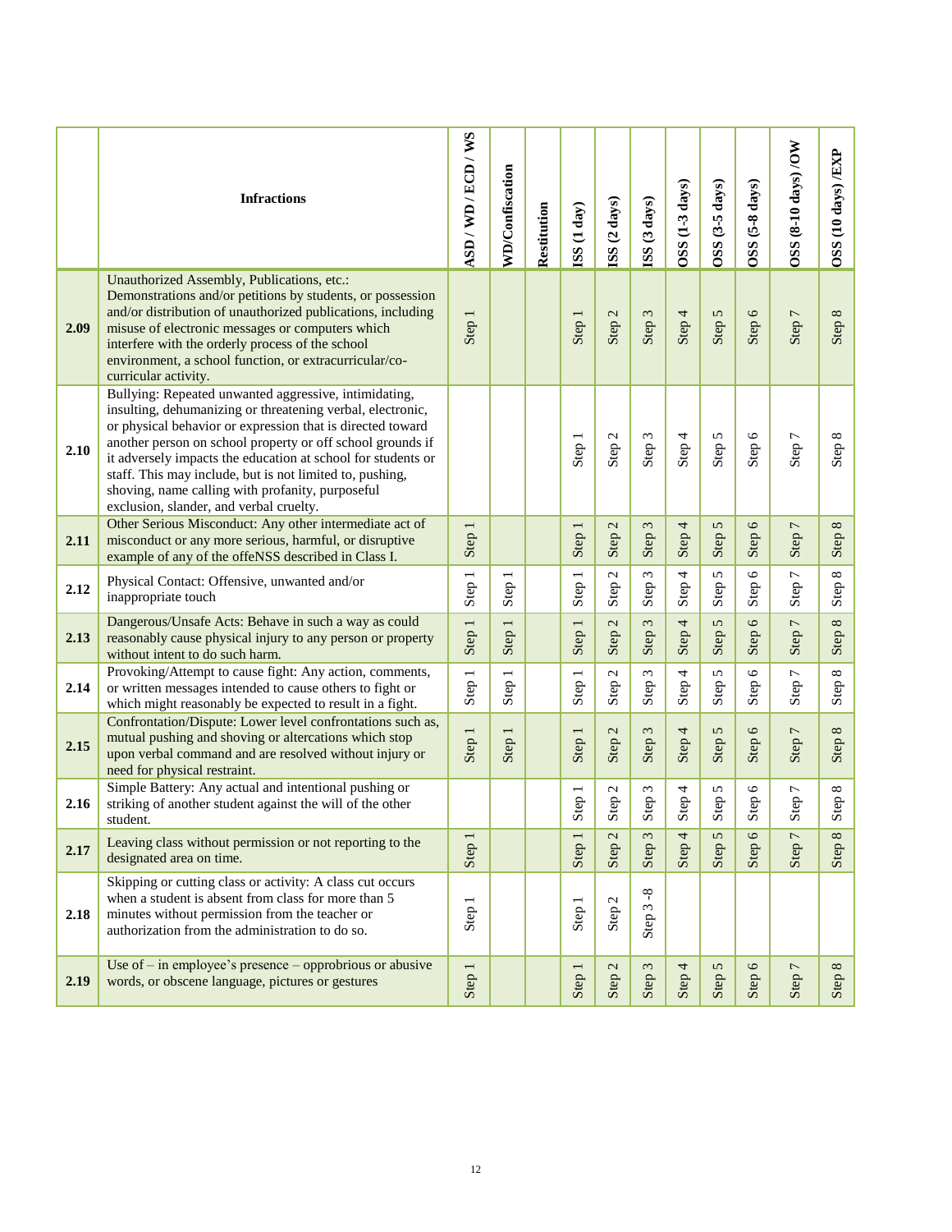| | Infractions | ASD / WD / ECD / WS | WD/Confiscation | Restitution | ISS (1 day) | ISS (2 days) | ISS (3 days) | OSS (1-3 days) | OSS (3-5 days) | OSS (5-8 days) | OSS (8-10 days) /OW | OSS (10 days) /EXP |
|---|---|---|---|---|---|---|---|---|---|---|---|---|
| **2.09** | Unauthorized Assembly, Publications, etc.: Demonstrations and/or petitions by students, or possession and/or distribution of unauthorized publications, including misuse of electronic messages or computers which interfere with the orderly process of the school environment, a school function, or extracurricular/co-curricular activity. | Step 1 | | | Step 1 | Step 2 | Step 3 | Step 4 | Step 5 | Step 6 | Step 7 | Step 8 |
| **2.10** | Bullying: Repeated unwanted aggressive, intimidating, insulting, dehumanizing or threatening verbal, electronic, or physical behavior or expression that is directed toward another person on school property or off school grounds if it adversely impacts the education at school for students or staff. This may include, but is not limited to, pushing, shoving, name calling with profanity, purposeful exclusion, slander, and verbal cruelty. | | | | Step 1 | Step 2 | Step 3 | Step 4 | Step 5 | Step 6 | Step 7 | Step 8 |
| **2.11** | Other Serious Misconduct: Any other intermediate act of misconduct or any more serious, harmful, or disruptive example of any of the offeNSS described in Class I. | Step 1 | | | Step 1 | Step 2 | Step 3 | Step 4 | Step 5 | Step 6 | Step 7 | Step 8 |
| **2.12** | Physical Contact: Offensive, unwanted and/or inappropriate touch | Step 1 | Step 1 | | Step 1 | Step 2 | Step 3 | Step 4 | Step 5 | Step 6 | Step 7 | Step 8 |
| **2.13** | Dangerous/Unsafe Acts: Behave in such a way as could reasonably cause physical injury to any person or property without intent to do such harm. | Step 1 | Step 1 | | Step 1 | Step 2 | Step 3 | Step 4 | Step 5 | Step 6 | Step 7 | Step 8 |
| **2.14** | Provoking/Attempt to cause fight: Any action, comments, or written messages intended to cause others to fight or which might reasonably be expected to result in a fight. | Step 1 | Step 1 | | Step 1 | Step 2 | Step 3 | Step 4 | Step 5 | Step 6 | Step 7 | Step 8 |
| **2.15** | Confrontation/Dispute: Lower level confrontations such as, mutual pushing and shoving or altercations which stop upon verbal command and are resolved without injury or need for physical restraint. | Step 1 | Step 1 | | Step 1 | Step 2 | Step 3 | Step 4 | Step 5 | Step 6 | Step 7 | Step 8 |
| **2.16** | Simple Battery: Any actual and intentional pushing or striking of another student against the will of the other student. | | | | Step 1 | Step 2 | Step 3 | Step 4 | Step 5 | Step 6 | Step 7 | Step 8 |
| **2.17** | Leaving class without permission or not reporting to the designated area on time. | Step 1 | | | Step 1 | Step 2 | Step 3 | Step 4 | Step 5 | Step 6 | Step 7 | Step 8 |
| **2.18** | Skipping or cutting class or activity: A class cut occurs when a student is absent from class for more than 5 minutes without permission from the teacher or authorization from the administration to do so. | Step 1 | | | Step 1 | Step 2 | Step 3 -8 | | | | | |
| **2.19** | Use of – in employee's presence – opprobrious or abusive words, or obscene language, pictures or gestures | Step 1 | | | Step 1 | Step 2 | Step 3 | Step 4 | Step 5 | Step 6 | Step 7 | Step 8 |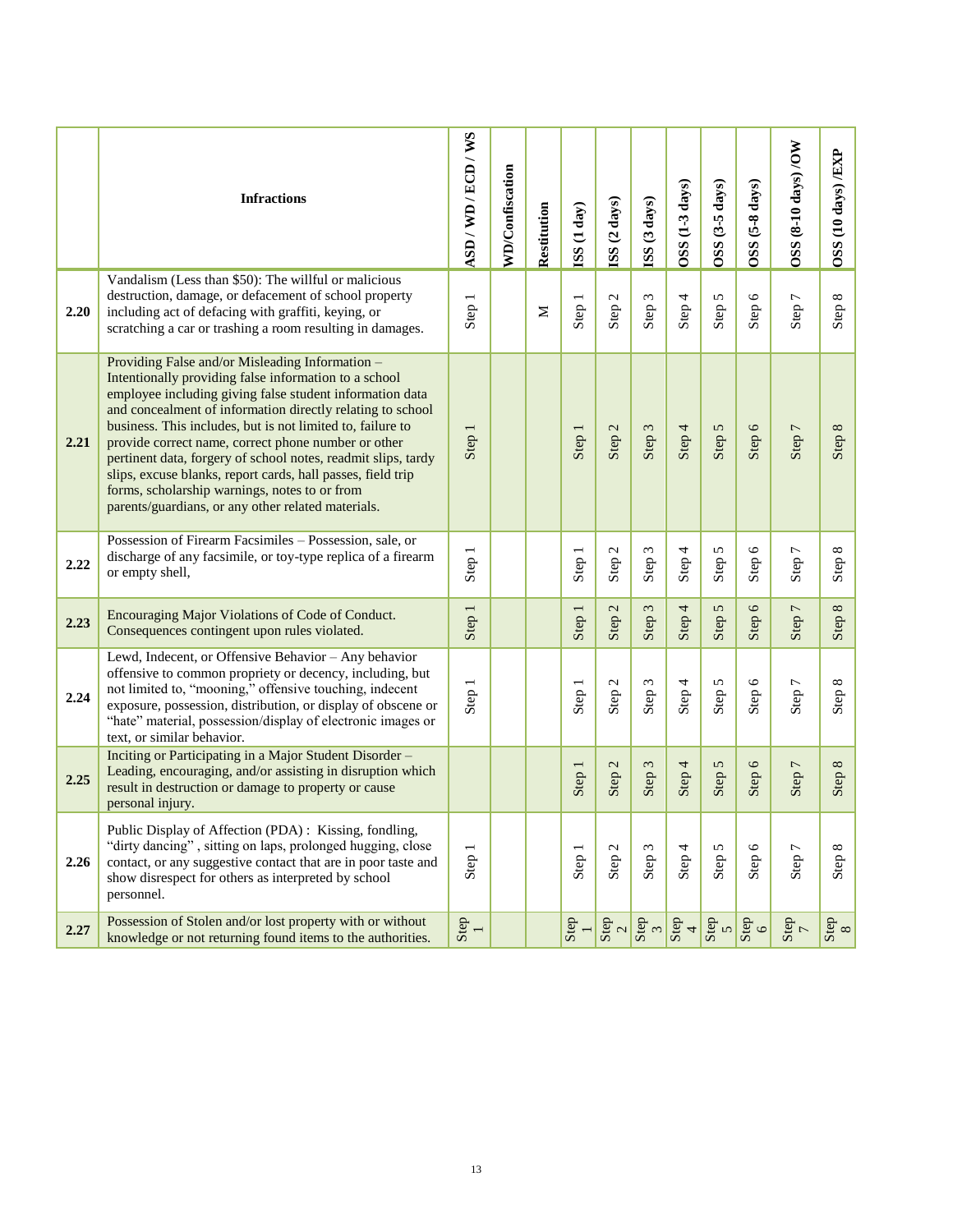| | Infractions | ASD / WD / ECD / WS | WD/Confiscation | Restitution | ISS (1 day) | ISS (2 days) | ISS (3 days) | OSS (1-3 days) | OSS (3-5 days) | OSS (5-8 days) | OSS (8-10 days) /OW | OSS (10 days) /EXP |
|---|---|---|---|---|---|---|---|---|---|---|---|---|
| 2.20 | Vandalism (Less than $50): The willful or malicious destruction, damage, or defacement of school property including act of defacing with graffiti, keying, or scratching a car or trashing a room resulting in damages. | Step 1 | | M | Step 1 | Step 2 | Step 3 | Step 4 | Step 5 | Step 6 | Step 7 | Step 8 |
| 2.21 | Providing False and/or Misleading Information – Intentionally providing false information to a school employee including giving false student information data and concealment of information directly relating to school business. This includes, but is not limited to, failure to provide correct name, correct phone number or other pertinent data, forgery of school notes, readmit slips, tardy slips, excuse blanks, report cards, hall passes, field trip forms, scholarship warnings, notes to or from parents/guardians, or any other related materials. | Step 1 | | | Step 1 | Step 2 | Step 3 | Step 4 | Step 5 | Step 6 | Step 7 | Step 8 |
| 2.22 | Possession of Firearm Facsimiles – Possession, sale, or discharge of any facsimile, or toy-type replica of a firearm or empty shell, | Step 1 | | | Step 1 | Step 2 | Step 3 | Step 4 | Step 5 | Step 6 | Step 7 | Step 8 |
| 2.23 | Encouraging Major Violations of Code of Conduct. Consequences contingent upon rules violated. | Step 1 | | | Step 1 | Step 2 | Step 3 | Step 4 | Step 5 | Step 6 | Step 7 | Step 8 |
| 2.24 | Lewd, Indecent, or Offensive Behavior – Any behavior offensive to common propriety or decency, including, but not limited to, "mooning," offensive touching, indecent exposure, possession, distribution, or display of obscene or "hate" material, possession/display of electronic images or text, or similar behavior. | Step 1 | | | Step 1 | Step 2 | Step 3 | Step 4 | Step 5 | Step 6 | Step 7 | Step 8 |
| 2.25 | Inciting or Participating in a Major Student Disorder – Leading, encouraging, and/or assisting in disruption which result in destruction or damage to property or cause personal injury. | | | | Step 1 | Step 2 | Step 3 | Step 4 | Step 5 | Step 6 | Step 7 | Step 8 |
| 2.26 | Public Display of Affection (PDA) : Kissing, fondling, "dirty dancing" , sitting on laps, prolonged hugging, close contact, or any suggestive contact that are in poor taste and show disrespect for others as interpreted by school personnel. | Step 1 | | | Step 1 | Step 2 | Step 3 | Step 4 | Step 5 | Step 6 | Step 7 | Step 8 |
| 2.27 | Possession of Stolen and/or lost property with or without knowledge or not returning found items to the authorities. | Step 1 | | | Step 1 | Step 2 | Step 3 | Step 4 | Step 5 | Step 6 | Step 7 | Step 8 |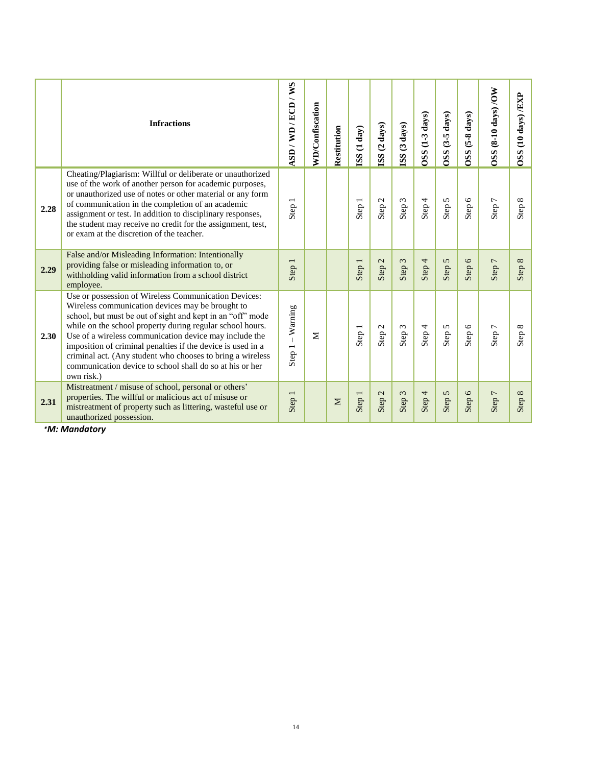| | Infractions | ASD / WD / ECD / WS | WD/Confiscation | Restitution | ISS (1 day) | ISS (2 days) | ISS (3 days) | OSS (1-3 days) | OSS (3-5 days) | OSS (5-8 days) | OSS (8-10 days) /OW | OSS (10 days) /EXP |
|---|---|---|---|---|---|---|---|---|---|---|---|---|
| 2.28 | Cheating/Plagiarism: Willful or deliberate or unauthorized use of the work of another person for academic purposes, or unauthorized use of notes or other material or any form of communication in the completion of an academic assignment or test. In addition to disciplinary responses, the student may receive no credit for the assignment, test, or exam at the discretion of the teacher. | Step 1 | | | Step 1 | Step 2 | Step 3 | Step 4 | Step 5 | Step 6 | Step 7 | Step 8 |
| 2.29 | False and/or Misleading Information: Intentionally providing false or misleading information to, or withholding valid information from a school district employee. | Step 1 | | | Step 1 | Step 2 | Step 3 | Step 4 | Step 5 | Step 6 | Step 7 | Step 8 |
| 2.30 | Use or possession of Wireless Communication Devices: Wireless communication devices may be brought to school, but must be out of sight and kept in an "off" mode while on the school property during regular school hours. Use of a wireless communication device may include the imposition of criminal penalties if the device is used in a criminal act. (Any student who chooses to bring a wireless communication device to school shall do so at his or her own risk.) | Step 1 – Warning | M | | Step 1 | Step 2 | Step 3 | Step 4 | Step 5 | Step 6 | Step 7 | Step 8 |
| 2.31 | Mistreatment / misuse of school, personal or others' properties. The willful or malicious act of misuse or mistreatment of property such as littering, wasteful use or unauthorized possession. | Step 1 | | M | Step 1 | Step 2 | Step 3 | Step 4 | Step 5 | Step 6 | Step 7 | Step 8 |

**\*M: Mandatory**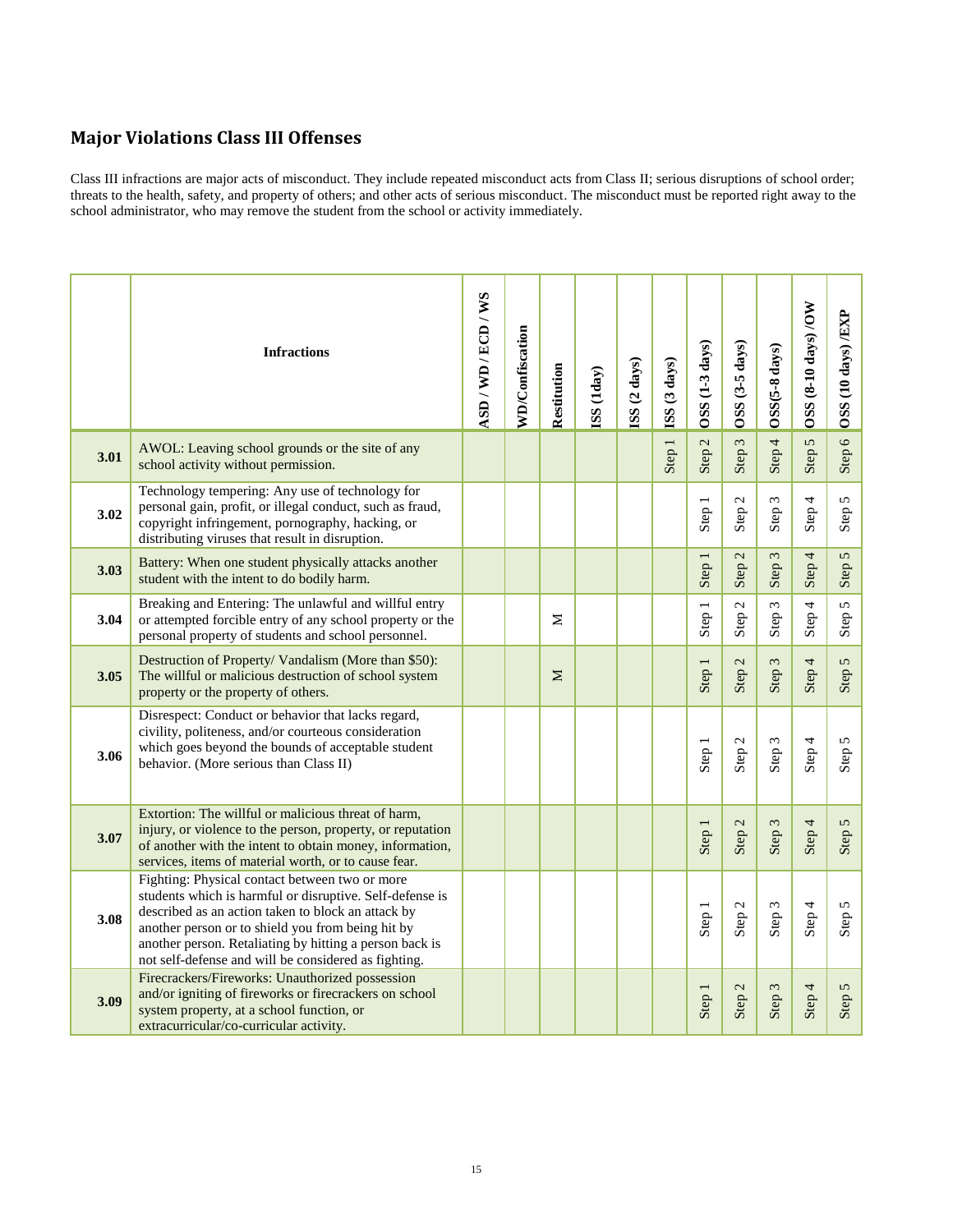## Major Violations Class III Offenses

Class III infractions are major acts of misconduct. They include repeated misconduct acts from Class II; serious disruptions of school order; threats to the health, safety, and property of others; and other acts of serious misconduct. The misconduct must be reported right away to the school administrator, who may remove the student from the school or activity immediately.

| | Infractions | ASD / WD / ECD / WS | WD/Confiscation | Restitution | ISS (1day) | ISS (2 days) | ISS (3 days) | OSS (1-3 days) | OSS (3-5 days) | OSS(5-8 days) | OSS (8-10 days) /OW | OSS (10 days) /EXP |
|---|---|---|---|---|---|---|---|---|---|---|---|---|
| 3.01 | AWOL: Leaving school grounds or the site of any school activity without permission. | | | | | | Step 1 | Step 2 | Step 3 | Step 4 | Step 5 | Step 6 |
| 3.02 | Technology tempering: Any use of technology for personal gain, profit, or illegal conduct, such as fraud, copyright infringement, pornography, hacking, or distributing viruses that result in disruption. | | | | | | | Step 1 | Step 2 | Step 3 | Step 4 | Step 5 |
| 3.03 | Battery: When one student physically attacks another student with the intent to do bodily harm. | | | | | | | Step 1 | Step 2 | Step 3 | Step 4 | Step 5 |
| 3.04 | Breaking and Entering: The unlawful and willful entry or attempted forcible entry of any school property or the personal property of students and school personnel. | | | M | | | | Step 1 | Step 2 | Step 3 | Step 4 | Step 5 |
| 3.05 | Destruction of Property/ Vandalism (More than $50): The willful or malicious destruction of school system property or the property of others. | | | M | | | | Step 1 | Step 2 | Step 3 | Step 4 | Step 5 |
| 3.06 | Disrespect: Conduct or behavior that lacks regard, civility, politeness, and/or courteous consideration which goes beyond the bounds of acceptable student behavior. (More serious than Class II) | | | | | | | Step 1 | Step 2 | Step 3 | Step 4 | Step 5 |
| 3.07 | Extortion: The willful or malicious threat of harm, injury, or violence to the person, property, or reputation of another with the intent to obtain money, information, services, items of material worth, or to cause fear. | | | | | | | Step 1 | Step 2 | Step 3 | Step 4 | Step 5 |
| 3.08 | Fighting: Physical contact between two or more students which is harmful or disruptive. Self-defense is described as an action taken to block an attack by another person or to shield you from being hit by another person. Retaliating by hitting a person back is not self-defense and will be considered as fighting. | | | | | | | Step 1 | Step 2 | Step 3 | Step 4 | Step 5 |
| 3.09 | Firecrackers/Fireworks: Unauthorized possession and/or igniting of fireworks or firecrackers on school system property, at a school function, or extracurricular/co-curricular activity. | | | | | | | Step 1 | Step 2 | Step 3 | Step 4 | Step 5 |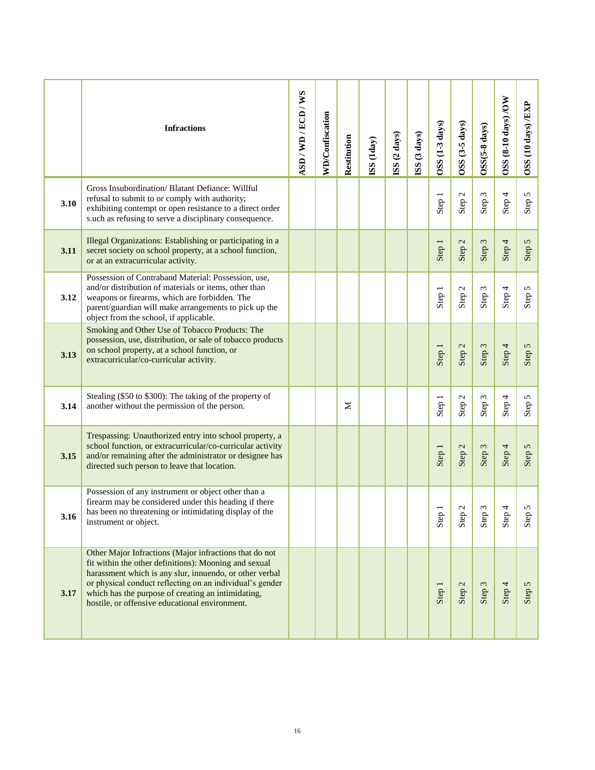| | Infractions | ASD / WD / ECD / WS | WD/Confiscation | Restitution | ISS (1day) | ISS (2 days) | ISS (3 days) | OSS (1-3 days) | OSS (3-5 days) | OSS(5-8 days) | OSS (8-10 days) /OW | OSS (10 days) /EXP |
|---|---|---|---|---|---|---|---|---|---|---|---|---|
| 3.10 | Gross Insubordination/ Blatant Defiance: Willful refusal to submit to or comply with authority; exhibiting contempt or open resistance to a direct order s.uch as refusing to serve a disciplinary consequence. | | | | | | | Step 1 | Step 2 | Step 3 | Step 4 | Step 5 |
| 3.11 | Illegal Organizations: Establishing or participating in a secret society on school property, at a school function, or at an extracurricular activity. | | | | | | | Step 1 | Step 2 | Step 3 | Step 4 | Step 5 |
| 3.12 | Possession of Contraband Material: Possession, use, and/or distribution of materials or items, other than weapons or firearms, which are forbidden. The parent/guardian will make arrangements to pick up the object from the school, if applicable. | | | | | | | Step 1 | Step 2 | Step 3 | Step 4 | Step 5 |
| 3.13 | Smoking and Other Use of Tobacco Products: The possession, use, distribution, or sale of tobacco products on school property, at a school function, or extracurricular/co-curricular activity. | | | | | | | Step 1 | Step 2 | Step 3 | Step 4 | Step 5 |
| 3.14 | Stealing ($50 to $300): The taking of the property of another without the permission of the person. | | | M | | | | Step 1 | Step 2 | Step 3 | Step 4 | Step 5 |
| 3.15 | Trespassing: Unauthorized entry into school property, a school function, or extracurricular/co-curricular activity and/or remaining after the administrator or designee has directed such person to leave that location. | | | | | | | Step 1 | Step 2 | Step 3 | Step 4 | Step 5 |
| 3.16 | Possession of any instrument or object other than a firearm may be considered under this heading if there has been no threatening or intimidating display of the instrument or object. | | | | | | | Step 1 | Step 2 | Step 3 | Step 4 | Step 5 |
| 3.17 | Other Major Infractions (Major infractions that do not fit within the other definitions): Mooning and sexual harassment which is any slur, innuendo, or other verbal or physical conduct reflecting on an individual's gender which has the purpose of creating an intimidating, hostile, or offensive educational environment. | | | | | | | Step 1 | Step 2 | Step 3 | Step 4 | Step 5 |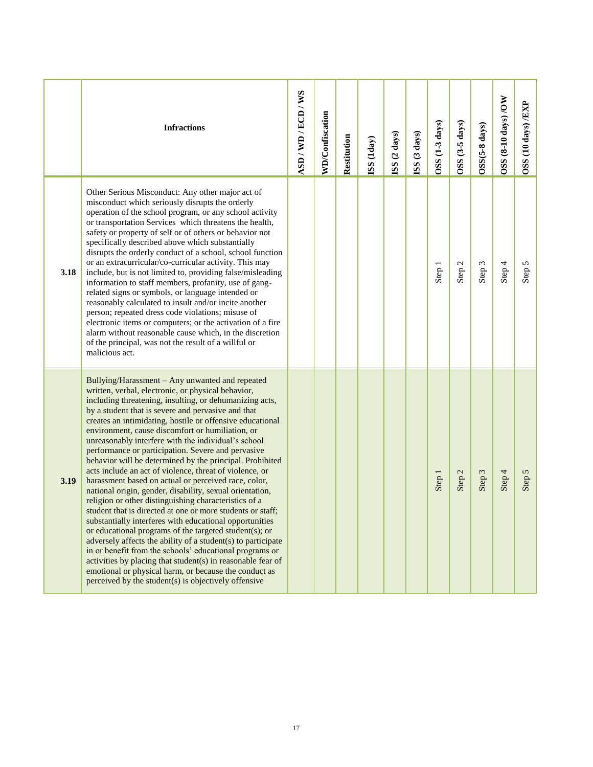| | Infractions | ASD / WD / ECD / WS | WD/Confiscation | Restitution | ISS (1day) | ISS (2 days) | ISS (3 days) | OSS (1-3 days) | OSS (3-5 days) | OSS(5-8 days) | OSS (8-10 days) /OW | OSS (10 days) /EXP |
|---|---|---|---|---|---|---|---|---|---|---|---|---|
| 3.18 | Other Serious Misconduct: Any other major act of misconduct which seriously disrupts the orderly operation of the school program, or any school activity or transportation Services which threatens the health, safety or property of self or of others or behavior not specifically described above which substantially disrupts the orderly conduct of a school, school function or an extracurricular/co-curricular activity. This may include, but is not limited to, providing false/misleading information to staff members, profanity, use of gang-related signs or symbols, or language intended or reasonably calculated to insult and/or incite another person; repeated dress code violations; misuse of electronic items or computers; or the activation of a fire alarm without reasonable cause which, in the discretion of the principal, was not the result of a willful or malicious act. | | | | | | | Step 1 | Step 2 | Step 3 | Step 4 | Step 5 |
| 3.19 | Bullying/Harassment – Any unwanted and repeated written, verbal, electronic, or physical behavior, including threatening, insulting, or dehumanizing acts, by a student that is severe and pervasive and that creates an intimidating, hostile or offensive educational environment, cause discomfort or humiliation, or unreasonably interfere with the individual's school performance or participation. Severe and pervasive behavior will be determined by the principal. Prohibited acts include an act of violence, threat of violence, or harassment based on actual or perceived race, color, national origin, gender, disability, sexual orientation, religion or other distinguishing characteristics of a student that is directed at one or more students or staff; substantially interferes with educational opportunities or educational programs of the targeted student(s); or adversely affects the ability of a student(s) to participate in or benefit from the schools' educational programs or activities by placing that student(s) in reasonable fear of emotional or physical harm, or because the conduct as perceived by the student(s) is objectively offensive | | | | | | | Step 1 | Step 2 | Step 3 | Step 4 | Step 5 |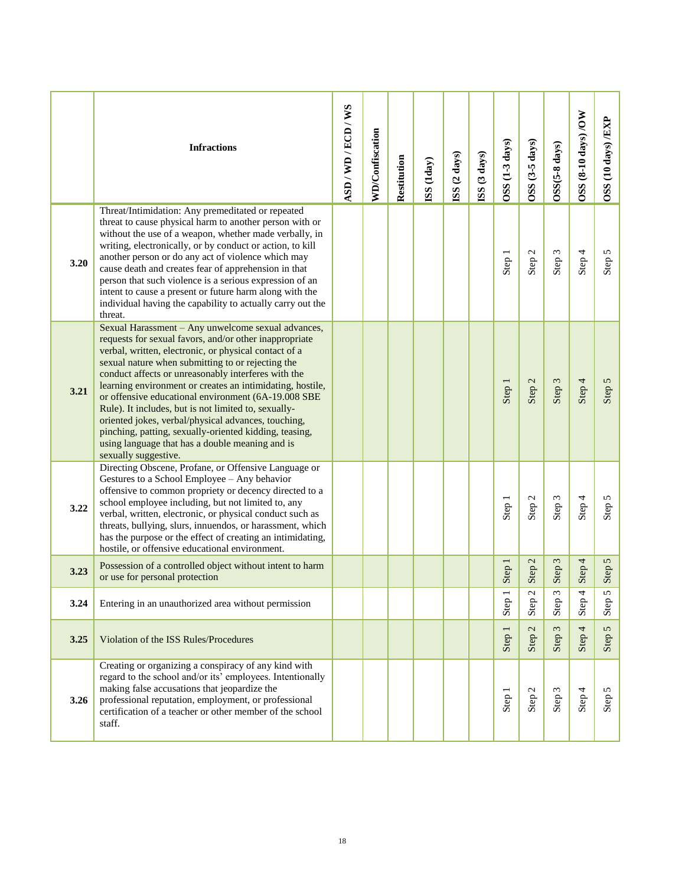| | Infractions | ASD / WD / ECD / WS | WD/Confiscation | Restitution | ISS (1day) | ISS (2 days) | ISS (3 days) | OSS (1-3 days) | OSS (3-5 days) | OSS(5-8 days) | OSS (8-10 days) /OW | OSS (10 days) /EXP |
|---|---|---|---|---|---|---|---|---|---|---|---|---|
| 3.20 | Threat/Intimidation: Any premeditated or repeated threat to cause physical harm to another person with or without the use of a weapon, whether made verbally, in writing, electronically, or by conduct or action, to kill another person or do any act of violence which may cause death and creates fear of apprehension in that person that such violence is a serious expression of an intent to cause a present or future harm along with the individual having the capability to actually carry out the threat. | | | | | | | Step 1 | Step 2 | Step 3 | Step 4 | Step 5 |
| 3.21 | Sexual Harassment – Any unwelcome sexual advances, requests for sexual favors, and/or other inappropriate verbal, written, electronic, or physical contact of a sexual nature when submitting to or rejecting the conduct affects or unreasonably interferes with the learning environment or creates an intimidating, hostile, or offensive educational environment (6A-19.008 SBE Rule). It includes, but is not limited to, sexually-oriented jokes, verbal/physical advances, touching, pinching, patting, sexually-oriented kidding, teasing, using language that has a double meaning and is sexually suggestive. | | | | | | | Step 1 | Step 2 | Step 3 | Step 4 | Step 5 |
| 3.22 | Directing Obscene, Profane, or Offensive Language or Gestures to a School Employee – Any behavior offensive to common propriety or decency directed to a school employee including, but not limited to, any verbal, written, electronic, or physical conduct such as threats, bullying, slurs, innuendos, or harassment, which has the purpose or the effect of creating an intimidating, hostile, or offensive educational environment. | | | | | | | Step 1 | Step 2 | Step 3 | Step 4 | Step 5 |
| 3.23 | Possession of a controlled object without intent to harm or use for personal protection | | | | | | | Step 1 | Step 2 | Step 3 | Step 4 | Step 5 |
| 3.24 | Entering in an unauthorized area without permission | | | | | | | Step 1 | Step 2 | Step 3 | Step 4 | Step 5 |
| 3.25 | Violation of the ISS Rules/Procedures | | | | | | | Step 1 | Step 2 | Step 3 | Step 4 | Step 5 |
| 3.26 | Creating or organizing a conspiracy of any kind with regard to the school and/or its' employees. Intentionally making false accusations that jeopardize the professional reputation, employment, or professional certification of a teacher or other member of the school staff. | | | | | | | Step 1 | Step 2 | Step 3 | Step 4 | Step 5 |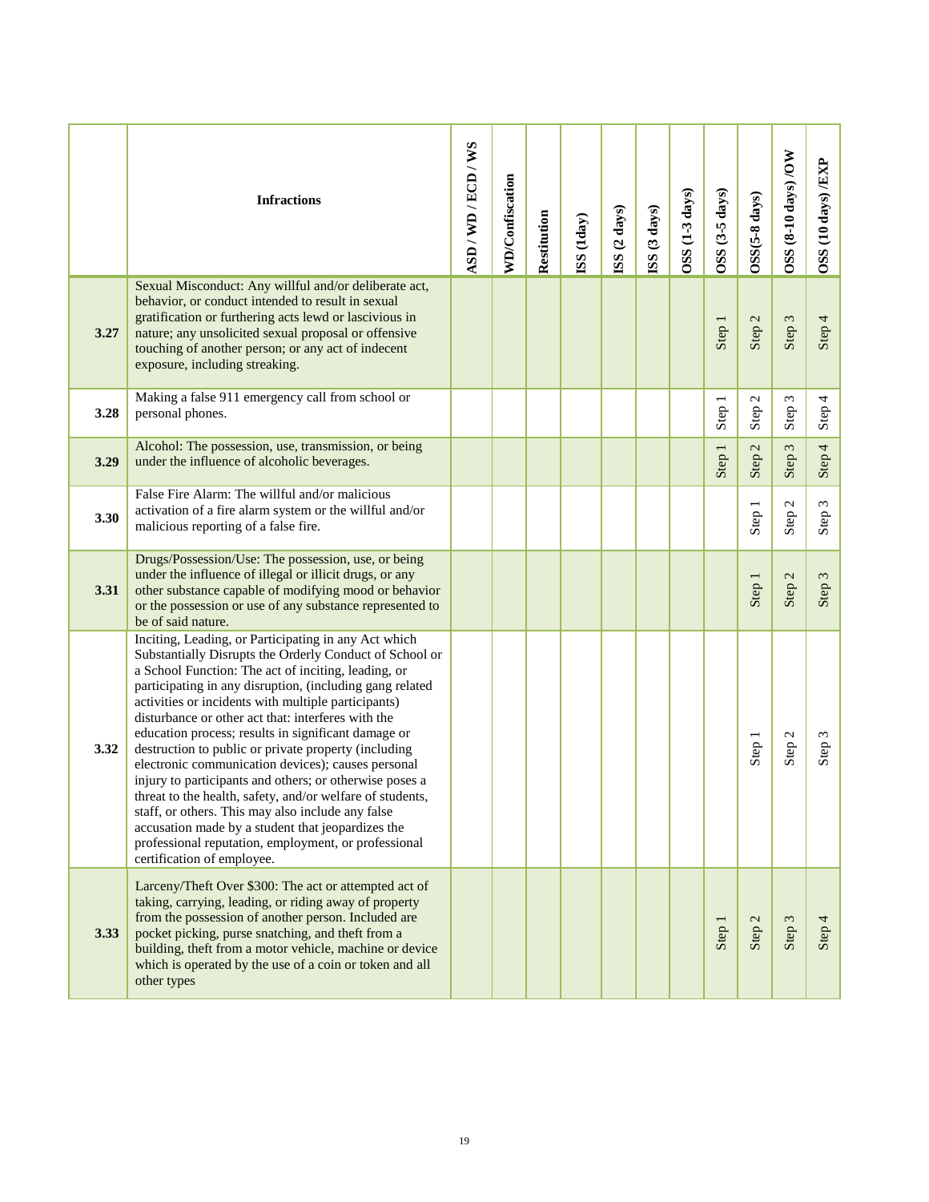| | Infractions | ASD / WD / ECD / WS | WD/Confiscation | Restitution | ISS (1day) | ISS (2 days) | ISS (3 days) | OSS (1-3 days) | OSS (3-5 days) | OSS(5-8 days) | OSS (8-10 days) /OW | OSS (10 days) /EXP |
|---|---|---|---|---|---|---|---|---|---|---|---|---|
| **3.27** | Sexual Misconduct: Any willful and/or deliberate act, behavior, or conduct intended to result in sexual gratification or furthering acts lewd or lascivious in nature; any unsolicited sexual proposal or offensive touching of another person; or any act of indecent exposure, including streaking. | | | | | | | | Step 1 | Step 2 | Step 3 | Step 4 |
| **3.28** | Making a false 911 emergency call from school or personal phones. | | | | | | | | Step 1 | Step 2 | Step 3 | Step 4 |
| **3.29** | Alcohol: The possession, use, transmission, or being under the influence of alcoholic beverages. | | | | | | | | Step 1 | Step 2 | Step 3 | Step 4 |
| **3.30** | False Fire Alarm: The willful and/or malicious activation of a fire alarm system or the willful and/or malicious reporting of a false fire. | | | | | | | | | Step 1 | Step 2 | Step 3 |
| **3.31** | Drugs/Possession/Use: The possession, use, or being under the influence of illegal or illicit drugs, or any other substance capable of modifying mood or behavior or the possession or use of any substance represented to be of said nature. | | | | | | | | | Step 1 | Step 2 | Step 3 |
| **3.32** | Inciting, Leading, or Participating in any Act which Substantially Disrupts the Orderly Conduct of School or a School Function: The act of inciting, leading, or participating in any disruption, (including gang related activities or incidents with multiple participants) disturbance or other act that: interferes with the education process; results in significant damage or destruction to public or private property (including electronic communication devices); causes personal injury to participants and others; or otherwise poses a threat to the health, safety, and/or welfare of students, staff, or others. This may also include any false accusation made by a student that jeopardizes the professional reputation, employment, or professional certification of employee. | | | | | | | | | Step 1 | Step 2 | Step 3 |
| **3.33** | Larceny/Theft Over $300: The act or attempted act of taking, carrying, leading, or riding away of property from the possession of another person. Included are pocket picking, purse snatching, and theft from a building, theft from a motor vehicle, machine or device which is operated by the use of a coin or token and all other types | | | | | | | | Step 1 | Step 2 | Step 3 | Step 4 |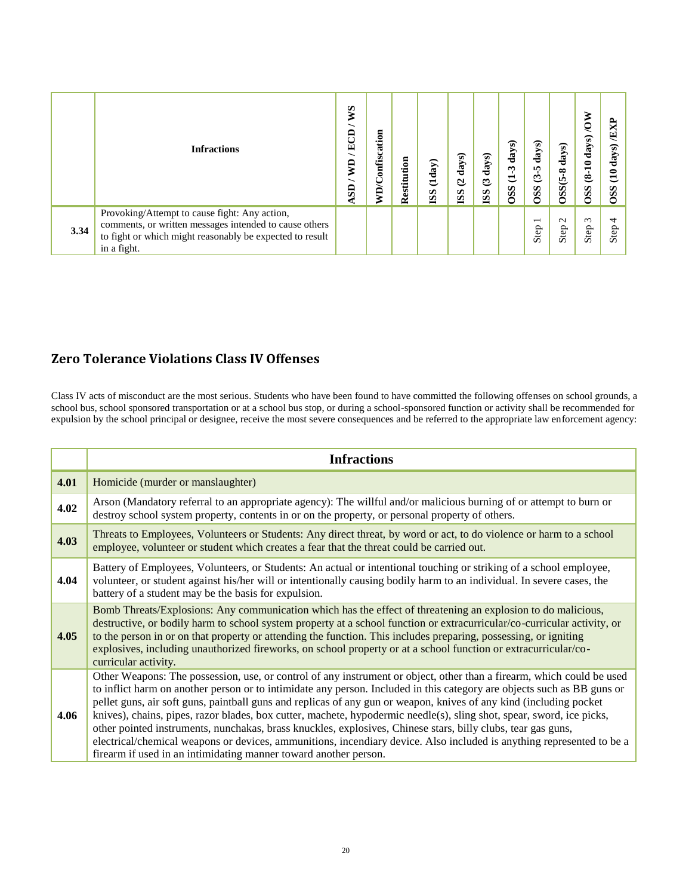| | Infractions | ASD / WD / ECD / WS | WD/Confiscation | Restitution | ISS (1day) | ISS (2 days) | ISS (3 days) | OSS (1-3 days) | OSS (3-5 days) | OSS(5-8 days) | OSS (8-10 days) /OW | OSS (10 days) /EXP |
|---|---|---|---|---|---|---|---|---|---|---|---|---|
| 3.34 | Provoking/Attempt to cause fight: Any action, comments, or written messages intended to cause others to fight or which might reasonably be expected to result in a fight. | | | | | | | | Step 1 | Step 2 | Step 3 | Step 4 |

## Zero Tolerance Violations Class IV Offenses

Class IV acts of misconduct are the most serious. Students who have been found to have committed the following offenses on school grounds, a school bus, school sponsored transportation or at a school bus stop, or during a school-sponsored function or activity shall be recommended for expulsion by the school principal or designee, receive the most severe consequences and be referred to the appropriate law enforcement agency:

| | Infractions |
|---|---|
| 4.01 | Homicide (murder or manslaughter) |
| 4.02 | Arson (Mandatory referral to an appropriate agency): The willful and/or malicious burning of or attempt to burn or destroy school system property, contents in or on the property, or personal property of others. |
| 4.03 | Threats to Employees, Volunteers or Students: Any direct threat, by word or act, to do violence or harm to a school employee, volunteer or student which creates a fear that the threat could be carried out. |
| 4.04 | Battery of Employees, Volunteers, or Students: An actual or intentional touching or striking of a school employee, volunteer, or student against his/her will or intentionally causing bodily harm to an individual. In severe cases, the battery of a student may be the basis for expulsion. |
| 4.05 | Bomb Threats/Explosions: Any communication which has the effect of threatening an explosion to do malicious, destructive, or bodily harm to school system property at a school function or extracurricular/co-curricular activity, or to the person in or on that property or attending the function. This includes preparing, possessing, or igniting explosives, including unauthorized fireworks, on school property or at a school function or extracurricular/co-curricular activity. |
| 4.06 | Other Weapons: The possession, use, or control of any instrument or object, other than a firearm, which could be used to inflict harm on another person or to intimidate any person. Included in this category are objects such as BB guns or pellet guns, air soft guns, paintball guns and replicas of any gun or weapon, knives of any kind (including pocket knives), chains, pipes, razor blades, box cutter, machete, hypodermic needle(s), sling shot, spear, sword, ice picks, other pointed instruments, nunchakas, brass knuckles, explosives, Chinese stars, billy clubs, tear gas guns, electrical/chemical weapons or devices, ammunitions, incendiary device. Also included is anything represented to be a firearm if used in an intimidating manner toward another person. |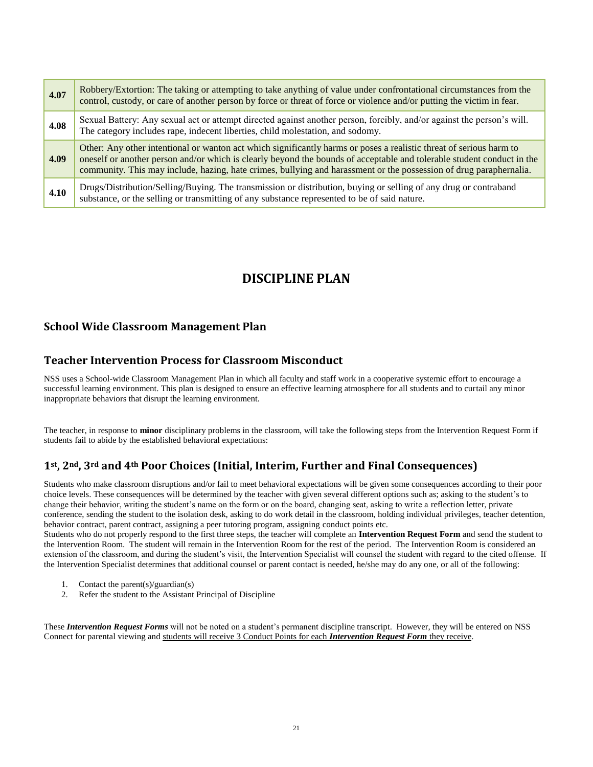| | |
|---|---|
| **4.07** | Robbery/Extortion: The taking or attempting to take anything of value under confrontational circumstances from the control, custody, or care of another person by force or threat of force or violence and/or putting the victim in fear. |
| **4.08** | Sexual Battery: Any sexual act or attempt directed against another person, forcibly, and/or against the person's will. The category includes rape, indecent liberties, child molestation, and sodomy. |
| **4.09** | Other: Any other intentional or wanton act which significantly harms or poses a realistic threat of serious harm to oneself or another person and/or which is clearly beyond the bounds of acceptable and tolerable student conduct in the community. This may include, hazing, hate crimes, bullying and harassment or the possession of drug paraphernalia. |
| **4.10** | Drugs/Distribution/Selling/Buying. The transmission or distribution, buying or selling of any drug or contraband substance, or the selling or transmitting of any substance represented to be of said nature. |

# DISCIPLINE PLAN

## School Wide Classroom Management Plan

## Teacher Intervention Process for Classroom Misconduct

NSS uses a School-wide Classroom Management Plan in which all faculty and staff work in a cooperative systemic effort to encourage a successful learning environment. This plan is designed to ensure an effective learning atmosphere for all students and to curtail any minor inappropriate behaviors that disrupt the learning environment.

The teacher, in response to **minor** disciplinary problems in the classroom, will take the following steps from the Intervention Request Form if students fail to abide by the established behavioral expectations:

## 1st, 2nd, 3rd and 4th Poor Choices (Initial, Interim, Further and Final Consequences)

Students who make classroom disruptions and/or fail to meet behavioral expectations will be given some consequences according to their poor choice levels. These consequences will be determined by the teacher with given several different options such as; asking to the student's to change their behavior, writing the student's name on the form or on the board, changing seat, asking to write a reflection letter, private conference, sending the student to the isolation desk, asking to do work detail in the classroom, holding individual privileges, teacher detention, behavior contract, parent contract, assigning a peer tutoring program, assigning conduct points etc.
Students who do not properly respond to the first three steps, the teacher will complete an **Intervention Request Form** and send the student to the Intervention Room. The student will remain in the Intervention Room for the rest of the period. The Intervention Room is considered an extension of the classroom, and during the student's visit, the Intervention Specialist will counsel the student with regard to the cited offense. If the Intervention Specialist determines that additional counsel or parent contact is needed, he/she may do any one, or all of the following:

1. Contact the parent(s)/guardian(s)
2. Refer the student to the Assistant Principal of Discipline

These ***Intervention Request Forms*** will not be noted on a student's permanent discipline transcript. However, they will be entered on NSS Connect for parental viewing and <u>students will receive 3 Conduct Points for each ***Intervention Request Form*** they receive</u>.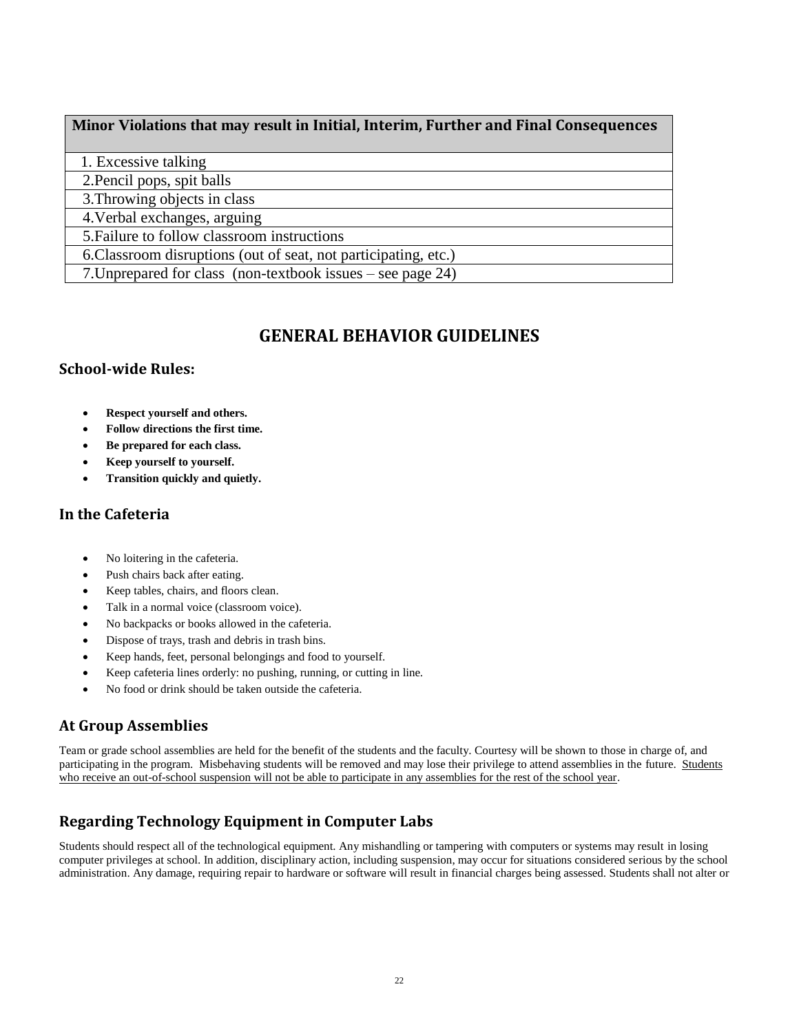| Minor Violations that may result in Initial, Interim, Further and Final Consequences |
|---|
| 1. Excessive talking |
| 2.Pencil pops, spit balls |
| 3.Throwing objects in class |
| 4.Verbal exchanges, arguing |
| 5.Failure to follow classroom instructions |
| 6.Classroom disruptions (out of seat, not participating, etc.) |
| 7.Unprepared for class (non-textbook issues – see page 24) |

# GENERAL BEHAVIOR GUIDELINES

## School-wide Rules:

- **Respect yourself and others.**
- **Follow directions the first time.**
- **Be prepared for each class.**
- **Keep yourself to yourself.**
- **Transition quickly and quietly.**

## In the Cafeteria

- No loitering in the cafeteria.
- Push chairs back after eating.
- Keep tables, chairs, and floors clean.
- Talk in a normal voice (classroom voice).
- No backpacks or books allowed in the cafeteria.
- Dispose of trays, trash and debris in trash bins.
- Keep hands, feet, personal belongings and food to yourself.
- Keep cafeteria lines orderly: no pushing, running, or cutting in line.
- No food or drink should be taken outside the cafeteria.

## At Group Assemblies

Team or grade school assemblies are held for the benefit of the students and the faculty. Courtesy will be shown to those in charge of, and participating in the program. Misbehaving students will be removed and may lose their privilege to attend assemblies in the future. <u>Students who receive an out-of-school suspension will not be able to participate in any assemblies for the rest of the school year</u>.

## Regarding Technology Equipment in Computer Labs

Students should respect all of the technological equipment. Any mishandling or tampering with computers or systems may result in losing computer privileges at school. In addition, disciplinary action, including suspension, may occur for situations considered serious by the school administration. Any damage, requiring repair to hardware or software will result in financial charges being assessed. Students shall not alter or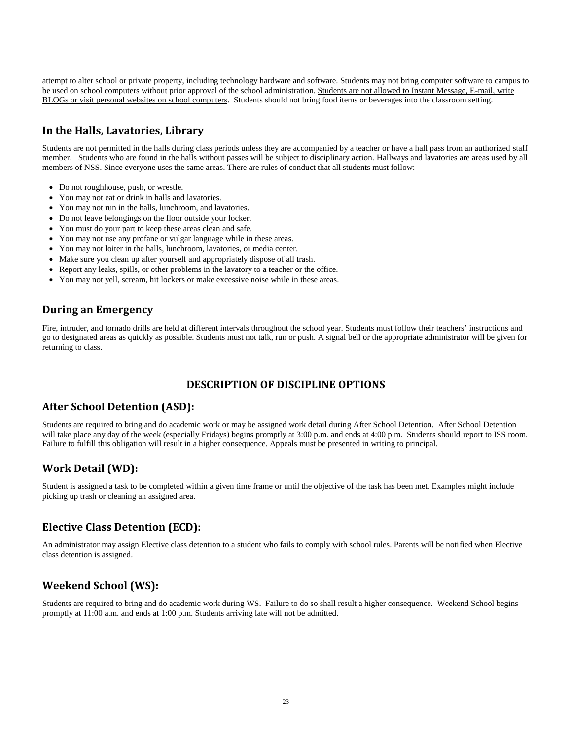attempt to alter school or private property, including technology hardware and software. Students may not bring computer software to campus to be used on school computers without prior approval of the school administration. <u>Students are not allowed to Instant Message, E-mail, write BLOGs or visit personal websites on school computers</u>. Students should not bring food items or beverages into the classroom setting.

## In the Halls, Lavatories, Library

Students are not permitted in the halls during class periods unless they are accompanied by a teacher or have a hall pass from an authorized staff member. Students who are found in the halls without passes will be subject to disciplinary action. Hallways and lavatories are areas used by all members of NSS. Since everyone uses the same areas. There are rules of conduct that all students must follow:

- Do not roughhouse, push, or wrestle.
- You may not eat or drink in halls and lavatories.
- You may not run in the halls, lunchroom, and lavatories.
- Do not leave belongings on the floor outside your locker.
- You must do your part to keep these areas clean and safe.
- You may not use any profane or vulgar language while in these areas.
- You may not loiter in the halls, lunchroom, lavatories, or media center.
- Make sure you clean up after yourself and appropriately dispose of all trash.
- Report any leaks, spills, or other problems in the lavatory to a teacher or the office.
- You may not yell, scream, hit lockers or make excessive noise while in these areas.

## During an Emergency

Fire, intruder, and tornado drills are held at different intervals throughout the school year. Students must follow their teachers' instructions and go to designated areas as quickly as possible. Students must not talk, run or push. A signal bell or the appropriate administrator will be given for returning to class.

# DESCRIPTION OF DISCIPLINE OPTIONS

## After School Detention (ASD):

Students are required to bring and do academic work or may be assigned work detail during After School Detention. After School Detention will take place any day of the week (especially Fridays) begins promptly at 3:00 p.m. and ends at 4:00 p.m. Students should report to ISS room. Failure to fulfill this obligation will result in a higher consequence. Appeals must be presented in writing to principal.

## Work Detail (WD):

Student is assigned a task to be completed within a given time frame or until the objective of the task has been met. Examples might include picking up trash or cleaning an assigned area.

## Elective Class Detention (ECD):

An administrator may assign Elective class detention to a student who fails to comply with school rules. Parents will be notified when Elective class detention is assigned.

## Weekend School (WS):

Students are required to bring and do academic work during WS. Failure to do so shall result a higher consequence. Weekend School begins promptly at 11:00 a.m. and ends at 1:00 p.m. Students arriving late will not be admitted.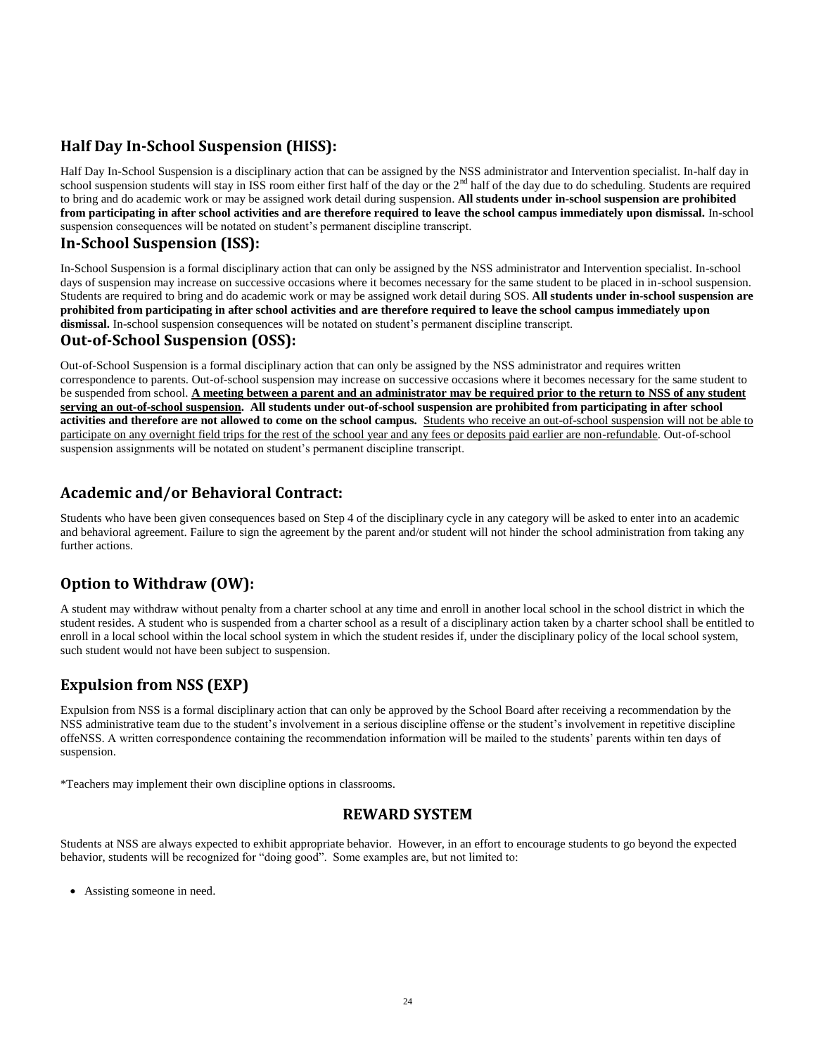## Half Day In-School Suspension (HISS):

Half Day In-School Suspension is a disciplinary action that can be assigned by the NSS administrator and Intervention specialist. In-half day in school suspension students will stay in ISS room either first half of the day or the 2nd half of the day due to do scheduling. Students are required to bring and do academic work or may be assigned work detail during suspension. **All students under in-school suspension are prohibited from participating in after school activities and are therefore required to leave the school campus immediately upon dismissal.** In-school suspension consequences will be notated on student's permanent discipline transcript.

## In-School Suspension (ISS):

In-School Suspension is a formal disciplinary action that can only be assigned by the NSS administrator and Intervention specialist. In-school days of suspension may increase on successive occasions where it becomes necessary for the same student to be placed in in-school suspension. Students are required to bring and do academic work or may be assigned work detail during SOS. **All students under in-school suspension are prohibited from participating in after school activities and are therefore required to leave the school campus immediately upon dismissal.** In-school suspension consequences will be notated on student's permanent discipline transcript.

## Out-of-School Suspension (OSS):

Out-of-School Suspension is a formal disciplinary action that can only be assigned by the NSS administrator and requires written correspondence to parents. Out-of-school suspension may increase on successive occasions where it becomes necessary for the same student to be suspended from school. **A meeting between a parent and an administrator may be required prior to the return to NSS of any student serving an out-of-school suspension. All students under out-of-school suspension are prohibited from participating in after school activities and therefore are not allowed to come on the school campus.** Students who receive an out-of-school suspension will not be able to participate on any overnight field trips for the rest of the school year and any fees or deposits paid earlier are non-refundable. Out-of-school suspension assignments will be notated on student's permanent discipline transcript.

## Academic and/or Behavioral Contract:

Students who have been given consequences based on Step 4 of the disciplinary cycle in any category will be asked to enter into an academic and behavioral agreement. Failure to sign the agreement by the parent and/or student will not hinder the school administration from taking any further actions.

## Option to Withdraw (OW):

A student may withdraw without penalty from a charter school at any time and enroll in another local school in the school district in which the student resides. A student who is suspended from a charter school as a result of a disciplinary action taken by a charter school shall be entitled to enroll in a local school within the local school system in which the student resides if, under the disciplinary policy of the local school system, such student would not have been subject to suspension.

## Expulsion from NSS (EXP)

Expulsion from NSS is a formal disciplinary action that can only be approved by the School Board after receiving a recommendation by the NSS administrative team due to the student's involvement in a serious discipline offense or the student's involvement in repetitive discipline offeNSS. A written correspondence containing the recommendation information will be mailed to the students' parents within ten days of suspension.

*Teachers may implement their own discipline options in classrooms.

## REWARD SYSTEM

Students at NSS are always expected to exhibit appropriate behavior. However, in an effort to encourage students to go beyond the expected behavior, students will be recognized for "doing good". Some examples are, but not limited to:

- Assisting someone in need.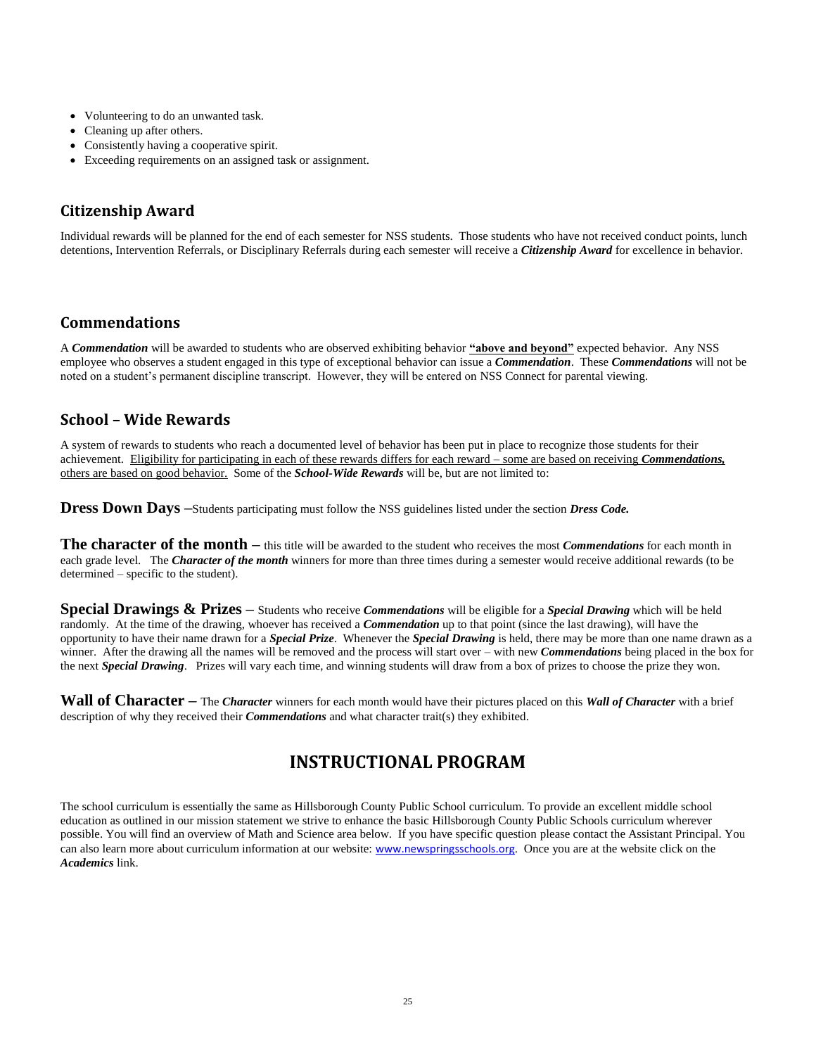- Volunteering to do an unwanted task.
- Cleaning up after others.
- Consistently having a cooperative spirit.
- Exceeding requirements on an assigned task or assignment.

## Citizenship Award

Individual rewards will be planned for the end of each semester for NSS students. Those students who have not received conduct points, lunch detentions, Intervention Referrals, or Disciplinary Referrals during each semester will receive a ***Citizenship Award*** for excellence in behavior.

## Commendations

A ***Commendation*** will be awarded to students who are observed exhibiting behavior <u>**"above and beyond"**</u> expected behavior. Any NSS employee who observes a student engaged in this type of exceptional behavior can issue a ***Commendation***. These ***Commendations*** will not be noted on a student's permanent discipline transcript. However, they will be entered on NSS Connect for parental viewing.

## School – Wide Rewards

A system of rewards to students who reach a documented level of behavior has been put in place to recognize those students for their achievement. <u>Eligibility for participating in each of these rewards differs for each reward – some are based on receiving ***Commendations,*** others are based on good behavior.</u> Some of the ***School-Wide Rewards*** will be, but are not limited to:

**Dress Down Days –** Students participating must follow the NSS guidelines listed under the section ***Dress Code.***

**The character of the month –** this title will be awarded to the student who receives the most ***Commendations*** for each month in each grade level. The ***Character of the month*** winners for more than three times during a semester would receive additional rewards (to be determined – specific to the student).

**Special Drawings & Prizes –** Students who receive ***Commendations*** will be eligible for a ***Special Drawing*** which will be held randomly. At the time of the drawing, whoever has received a ***Commendation*** up to that point (since the last drawing), will have the opportunity to have their name drawn for a ***Special Prize***. Whenever the ***Special Drawing*** is held, there may be more than one name drawn as a winner. After the drawing all the names will be removed and the process will start over – with new ***Commendations*** being placed in the box for the next ***Special Drawing***. Prizes will vary each time, and winning students will draw from a box of prizes to choose the prize they won.

**Wall of Character –** The ***Character*** winners for each month would have their pictures placed on this ***Wall of Character*** with a brief description of why they received their ***Commendations*** and what character trait(s) they exhibited.

# INSTRUCTIONAL PROGRAM

The school curriculum is essentially the same as Hillsborough County Public School curriculum. To provide an excellent middle school education as outlined in our mission statement we strive to enhance the basic Hillsborough County Public Schools curriculum wherever possible. You will find an overview of Math and Science area below. If you have specific question please contact the Assistant Principal. You can also learn more about curriculum information at our website: www.newspringsschools.org. Once you are at the website click on the ***Academics*** link.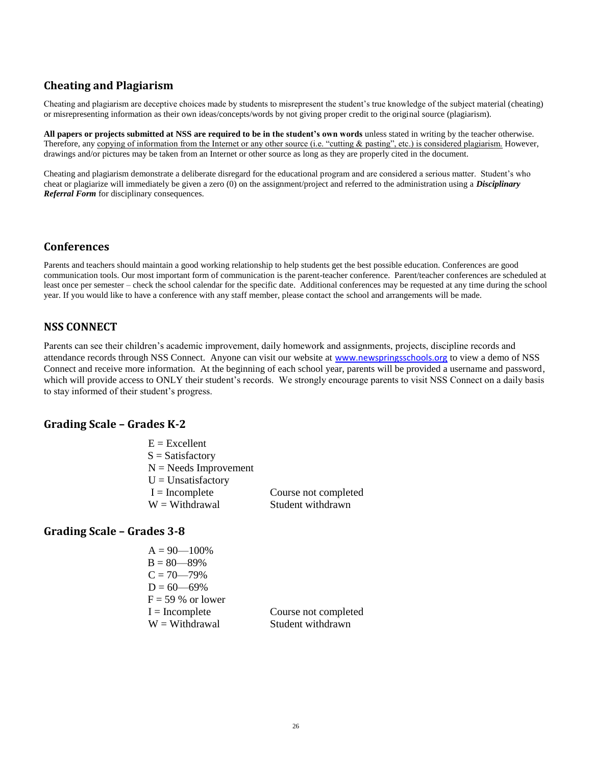## Cheating and Plagiarism

Cheating and plagiarism are deceptive choices made by students to misrepresent the student's true knowledge of the subject material (cheating) or misrepresenting information as their own ideas/concepts/words by not giving proper credit to the original source (plagiarism).

**All papers or projects submitted at NSS are required to be in the student's own words** unless stated in writing by the teacher otherwise. Therefore, any copying of information from the Internet or any other source (i.e. "cutting & pasting", etc.) is considered plagiarism. However, drawings and/or pictures may be taken from an Internet or other source as long as they are properly cited in the document.

Cheating and plagiarism demonstrate a deliberate disregard for the educational program and are considered a serious matter. Student's who cheat or plagiarize will immediately be given a zero (0) on the assignment/project and referred to the administration using a ***Disciplinary Referral Form*** for disciplinary consequences.

## Conferences

Parents and teachers should maintain a good working relationship to help students get the best possible education. Conferences are good communication tools. Our most important form of communication is the parent-teacher conference. Parent/teacher conferences are scheduled at least once per semester – check the school calendar for the specific date. Additional conferences may be requested at any time during the school year. If you would like to have a conference with any staff member, please contact the school and arrangements will be made.

## NSS CONNECT

Parents can see their children's academic improvement, daily homework and assignments, projects, discipline records and attendance records through NSS Connect. Anyone can visit our website at www.newspringsschools.org to view a demo of NSS Connect and receive more information. At the beginning of each school year, parents will be provided a username and password, which will provide access to ONLY their student's records. We strongly encourage parents to visit NSS Connect on a daily basis to stay informed of their student's progress.

## Grading Scale – Grades K-2

| Grade | Note |
|---|---|
| E = Excellent | |
| S = Satisfactory | |
| N = Needs Improvement | |
| U = Unsatisfactory | |
| I = Incomplete | Course not completed |
| W = Withdrawal | Student withdrawn |

## Grading Scale – Grades 3-8

| Grade | Note |
|---|---|
| A = 90—100% | |
| B = 80—89% | |
| C = 70—79% | |
| D = 60—69% | |
| F = 59 % or lower | |
| I = Incomplete | Course not completed |
| W = Withdrawal | Student withdrawn |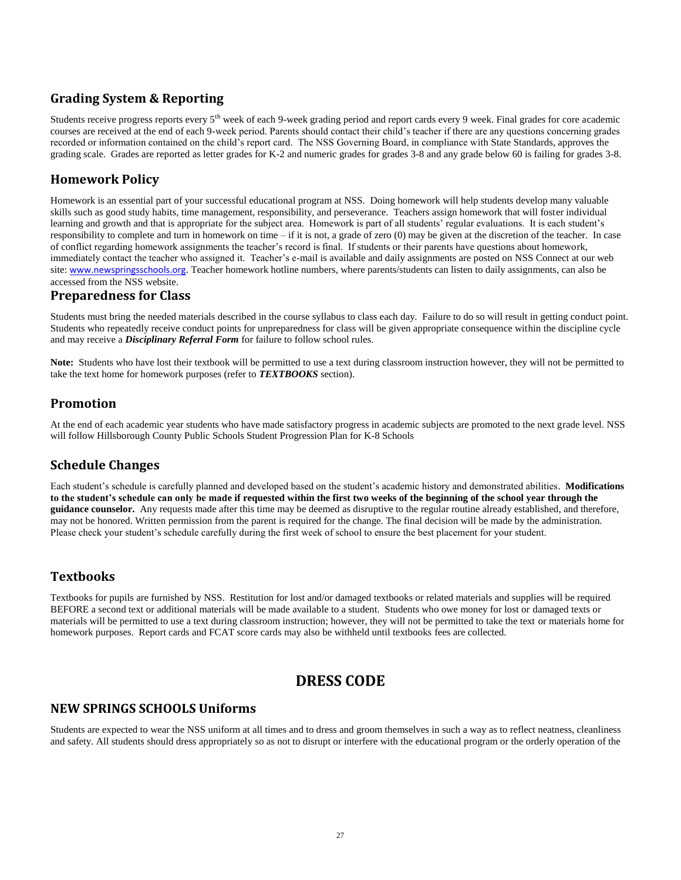## Grading System & Reporting

Students receive progress reports every 5th week of each 9-week grading period and report cards every 9 week. Final grades for core academic courses are received at the end of each 9-week period. Parents should contact their child's teacher if there are any questions concerning grades recorded or information contained on the child's report card. The NSS Governing Board, in compliance with State Standards, approves the grading scale. Grades are reported as letter grades for K-2 and numeric grades for grades 3-8 and any grade below 60 is failing for grades 3-8.

## Homework Policy

Homework is an essential part of your successful educational program at NSS. Doing homework will help students develop many valuable skills such as good study habits, time management, responsibility, and perseverance. Teachers assign homework that will foster individual learning and growth and that is appropriate for the subject area. Homework is part of all students' regular evaluations. It is each student's responsibility to complete and turn in homework on time – if it is not, a grade of zero (0) may be given at the discretion of the teacher. In case of conflict regarding homework assignments the teacher's record is final. If students or their parents have questions about homework, immediately contact the teacher who assigned it. Teacher's e-mail is available and daily assignments are posted on NSS Connect at our web site: www.newspringsschools.org. Teacher homework hotline numbers, where parents/students can listen to daily assignments, can also be accessed from the NSS website.

## Preparedness for Class

Students must bring the needed materials described in the course syllabus to class each day. Failure to do so will result in getting conduct point. Students who repeatedly receive conduct points for unpreparedness for class will be given appropriate consequence within the discipline cycle and may receive a ***Disciplinary Referral Form*** for failure to follow school rules.

**Note:** Students who have lost their textbook will be permitted to use a text during classroom instruction however, they will not be permitted to take the text home for homework purposes (refer to ***TEXTBOOKS*** section).

## Promotion

At the end of each academic year students who have made satisfactory progress in academic subjects are promoted to the next grade level. NSS will follow Hillsborough County Public Schools Student Progression Plan for K-8 Schools

## Schedule Changes

Each student's schedule is carefully planned and developed based on the student's academic history and demonstrated abilities. **Modifications to the student's schedule can only be made if requested within the first two weeks of the beginning of the school year through the guidance counselor.** Any requests made after this time may be deemed as disruptive to the regular routine already established, and therefore, may not be honored. Written permission from the parent is required for the change. The final decision will be made by the administration. Please check your student's schedule carefully during the first week of school to ensure the best placement for your student.

## Textbooks

Textbooks for pupils are furnished by NSS. Restitution for lost and/or damaged textbooks or related materials and supplies will be required BEFORE a second text or additional materials will be made available to a student. Students who owe money for lost or damaged texts or materials will be permitted to use a text during classroom instruction; however, they will not be permitted to take the text or materials home for homework purposes. Report cards and FCAT score cards may also be withheld until textbooks fees are collected.

# DRESS CODE

## NEW SPRINGS SCHOOLS Uniforms

Students are expected to wear the NSS uniform at all times and to dress and groom themselves in such a way as to reflect neatness, cleanliness and safety. All students should dress appropriately so as not to disrupt or interfere with the educational program or the orderly operation of the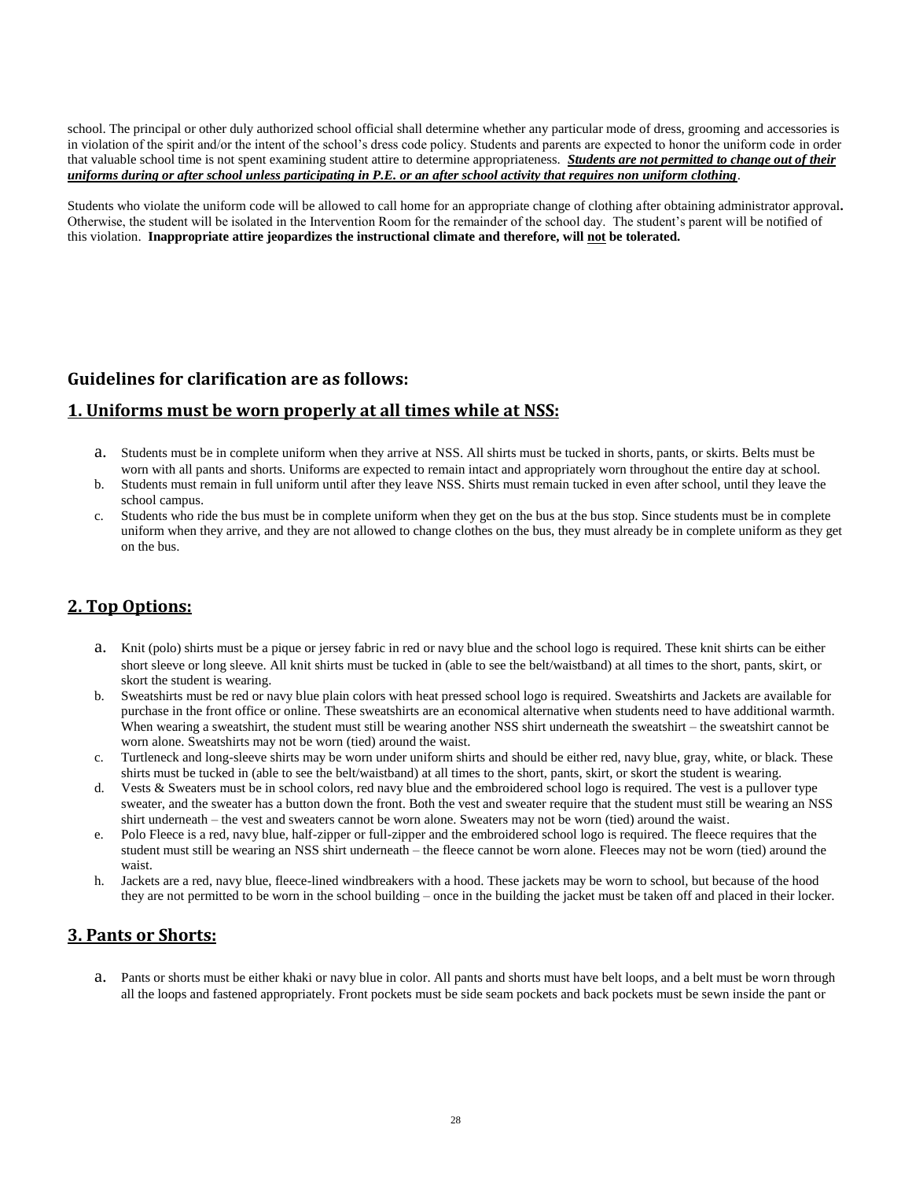school. The principal or other duly authorized school official shall determine whether any particular mode of dress, grooming and accessories is in violation of the spirit and/or the intent of the school's dress code policy. Students and parents are expected to honor the uniform code in order that valuable school time is not spent examining student attire to determine appropriateness. ***Students are not permitted to change out of their uniforms during or after school unless participating in P.E. or an after school activity that requires non uniform clothing***.

Students who violate the uniform code will be allowed to call home for an appropriate change of clothing after obtaining administrator approval**.** Otherwise, the student will be isolated in the Intervention Room for the remainder of the school day. The student's parent will be notified of this violation. **Inappropriate attire jeopardizes the instructional climate and therefore, will <u>not</u> be tolerated.**

## Guidelines for clarification are as follows:

## 1. Uniforms must be worn properly at all times while at NSS:

a. Students must be in complete uniform when they arrive at NSS. All shirts must be tucked in shorts, pants, or skirts. Belts must be worn with all pants and shorts. Uniforms are expected to remain intact and appropriately worn throughout the entire day at school.

b. Students must remain in full uniform until after they leave NSS. Shirts must remain tucked in even after school, until they leave the school campus.

c. Students who ride the bus must be in complete uniform when they get on the bus at the bus stop. Since students must be in complete uniform when they arrive, and they are not allowed to change clothes on the bus, they must already be in complete uniform as they get on the bus.

## 2. Top Options:

a. Knit (polo) shirts must be a pique or jersey fabric in red or navy blue and the school logo is required. These knit shirts can be either short sleeve or long sleeve. All knit shirts must be tucked in (able to see the belt/waistband) at all times to the short, pants, skirt, or skort the student is wearing.

b. Sweatshirts must be red or navy blue plain colors with heat pressed school logo is required. Sweatshirts and Jackets are available for purchase in the front office or online. These sweatshirts are an economical alternative when students need to have additional warmth. When wearing a sweatshirt, the student must still be wearing another NSS shirt underneath the sweatshirt – the sweatshirt cannot be worn alone. Sweatshirts may not be worn (tied) around the waist.

c. Turtleneck and long-sleeve shirts may be worn under uniform shirts and should be either red, navy blue, gray, white, or black. These shirts must be tucked in (able to see the belt/waistband) at all times to the short, pants, skirt, or skort the student is wearing.

d. Vests & Sweaters must be in school colors, red navy blue and the embroidered school logo is required. The vest is a pullover type sweater, and the sweater has a button down the front. Both the vest and sweater require that the student must still be wearing an NSS shirt underneath – the vest and sweaters cannot be worn alone. Sweaters may not be worn (tied) around the waist.

e. Polo Fleece is a red, navy blue, half-zipper or full-zipper and the embroidered school logo is required. The fleece requires that the student must still be wearing an NSS shirt underneath – the fleece cannot be worn alone. Fleeces may not be worn (tied) around the waist.

h. Jackets are a red, navy blue, fleece-lined windbreakers with a hood. These jackets may be worn to school, but because of the hood they are not permitted to be worn in the school building – once in the building the jacket must be taken off and placed in their locker.

## 3. Pants or Shorts:

a. Pants or shorts must be either khaki or navy blue in color. All pants and shorts must have belt loops, and a belt must be worn through all the loops and fastened appropriately. Front pockets must be side seam pockets and back pockets must be sewn inside the pant or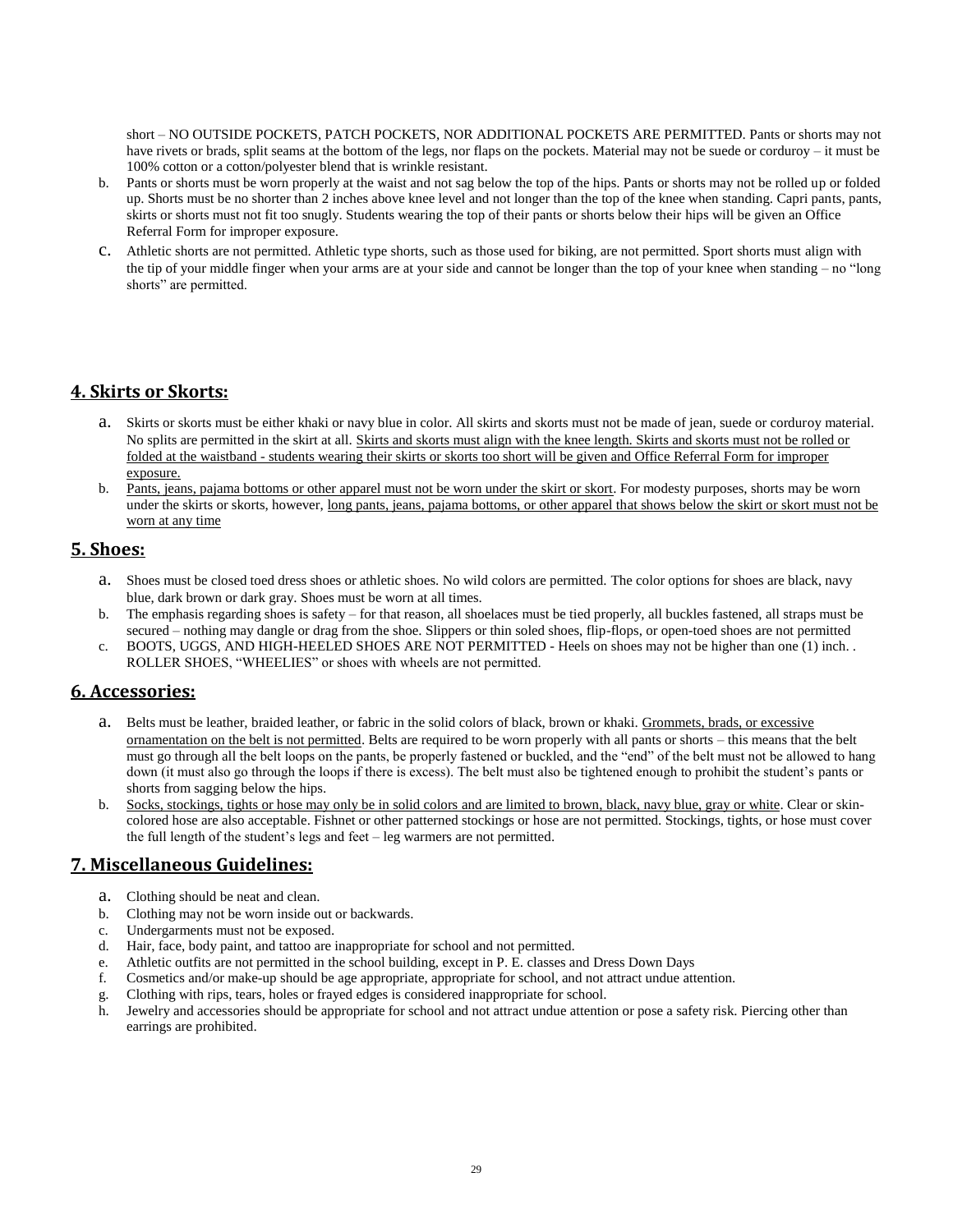short – NO OUTSIDE POCKETS, PATCH POCKETS, NOR ADDITIONAL POCKETS ARE PERMITTED. Pants or shorts may not have rivets or brads, split seams at the bottom of the legs, nor flaps on the pockets. Material may not be suede or corduroy – it must be 100% cotton or a cotton/polyester blend that is wrinkle resistant.

b. Pants or shorts must be worn properly at the waist and not sag below the top of the hips. Pants or shorts may not be rolled up or folded up. Shorts must be no shorter than 2 inches above knee level and not longer than the top of the knee when standing. Capri pants, pants, skirts or shorts must not fit too snugly. Students wearing the top of their pants or shorts below their hips will be given an Office Referral Form for improper exposure.

c. Athletic shorts are not permitted. Athletic type shorts, such as those used for biking, are not permitted. Sport shorts must align with the tip of your middle finger when your arms are at your side and cannot be longer than the top of your knee when standing – no "long shorts" are permitted.

## 4. Skirts or Skorts:

a. Skirts or skorts must be either khaki or navy blue in color. All skirts and skorts must not be made of jean, suede or corduroy material. No splits are permitted in the skirt at all. <u>Skirts and skorts must align with the knee length. Skirts and skorts must not be rolled or folded at the waistband - students wearing their skirts or skorts too short will be given and Office Referral Form for improper exposure.</u>

b. <u>Pants, jeans, pajama bottoms or other apparel must not be worn under the skirt or skort</u>. For modesty purposes, shorts may be worn under the skirts or skorts, however, <u>long pants, jeans, pajama bottoms, or other apparel that shows below the skirt or skort must not be worn at any time</u>

## 5. Shoes:

a. Shoes must be closed toed dress shoes or athletic shoes. No wild colors are permitted. The color options for shoes are black, navy blue, dark brown or dark gray. Shoes must be worn at all times.

b. The emphasis regarding shoes is safety – for that reason, all shoelaces must be tied properly, all buckles fastened, all straps must be secured – nothing may dangle or drag from the shoe. Slippers or thin soled shoes, flip-flops, or open-toed shoes are not permitted

c. BOOTS, UGGS, AND HIGH-HEELED SHOES ARE NOT PERMITTED - Heels on shoes may not be higher than one (1) inch. . ROLLER SHOES, "WHEELIES" or shoes with wheels are not permitted.

## 6. Accessories:

a. Belts must be leather, braided leather, or fabric in the solid colors of black, brown or khaki. <u>Grommets, brads, or excessive ornamentation on the belt is not permitted</u>. Belts are required to be worn properly with all pants or shorts – this means that the belt must go through all the belt loops on the pants, be properly fastened or buckled, and the "end" of the belt must not be allowed to hang down (it must also go through the loops if there is excess). The belt must also be tightened enough to prohibit the student's pants or shorts from sagging below the hips.

b. <u>Socks, stockings, tights or hose may only be in solid colors and are limited to brown, black, navy blue, gray or white</u>. Clear or skin-colored hose are also acceptable. Fishnet or other patterned stockings or hose are not permitted. Stockings, tights, or hose must cover the full length of the student's legs and feet – leg warmers are not permitted.

## 7. Miscellaneous Guidelines:

a. Clothing should be neat and clean.
b. Clothing may not be worn inside out or backwards.
c. Undergarments must not be exposed.
d. Hair, face, body paint, and tattoo are inappropriate for school and not permitted.
e. Athletic outfits are not permitted in the school building, except in P. E. classes and Dress Down Days
f. Cosmetics and/or make-up should be age appropriate, appropriate for school, and not attract undue attention.
g. Clothing with rips, tears, holes or frayed edges is considered inappropriate for school.
h. Jewelry and accessories should be appropriate for school and not attract undue attention or pose a safety risk. Piercing other than earrings are prohibited.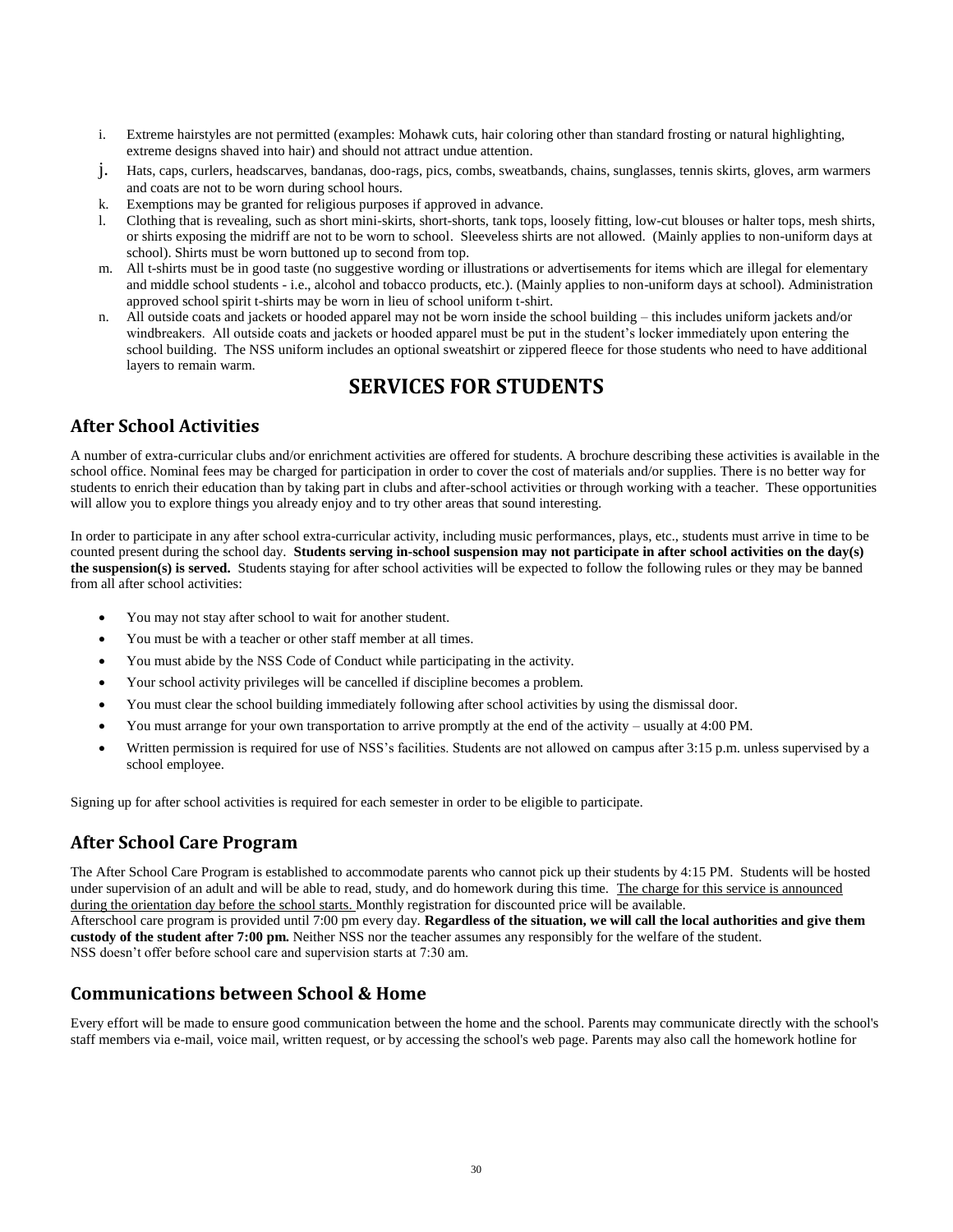i. Extreme hairstyles are not permitted (examples: Mohawk cuts, hair coloring other than standard frosting or natural highlighting, extreme designs shaved into hair) and should not attract undue attention.

j. Hats, caps, curlers, headscarves, bandanas, doo-rags, pics, combs, sweatbands, chains, sunglasses, tennis skirts, gloves, arm warmers and coats are not to be worn during school hours.

k. Exemptions may be granted for religious purposes if approved in advance.

l. Clothing that is revealing, such as short mini-skirts, short-shorts, tank tops, loosely fitting, low-cut blouses or halter tops, mesh shirts, or shirts exposing the midriff are not to be worn to school. Sleeveless shirts are not allowed. (Mainly applies to non-uniform days at school). Shirts must be worn buttoned up to second from top.

m. All t-shirts must be in good taste (no suggestive wording or illustrations or advertisements for items which are illegal for elementary and middle school students - i.e., alcohol and tobacco products, etc.). (Mainly applies to non-uniform days at school). Administration approved school spirit t-shirts may be worn in lieu of school uniform t-shirt.

n. All outside coats and jackets or hooded apparel may not be worn inside the school building – this includes uniform jackets and/or windbreakers. All outside coats and jackets or hooded apparel must be put in the student's locker immediately upon entering the school building. The NSS uniform includes an optional sweatshirt or zippered fleece for those students who need to have additional layers to remain warm.

# SERVICES FOR STUDENTS

## After School Activities

A number of extra-curricular clubs and/or enrichment activities are offered for students. A brochure describing these activities is available in the school office. Nominal fees may be charged for participation in order to cover the cost of materials and/or supplies. There is no better way for students to enrich their education than by taking part in clubs and after-school activities or through working with a teacher. These opportunities will allow you to explore things you already enjoy and to try other areas that sound interesting.

In order to participate in any after school extra-curricular activity, including music performances, plays, etc., students must arrive in time to be counted present during the school day. **Students serving in-school suspension may not participate in after school activities on the day(s) the suspension(s) is served.** Students staying for after school activities will be expected to follow the following rules or they may be banned from all after school activities:

- You may not stay after school to wait for another student.
- You must be with a teacher or other staff member at all times.
- You must abide by the NSS Code of Conduct while participating in the activity.
- Your school activity privileges will be cancelled if discipline becomes a problem.
- You must clear the school building immediately following after school activities by using the dismissal door.
- You must arrange for your own transportation to arrive promptly at the end of the activity – usually at 4:00 PM.
- Written permission is required for use of NSS's facilities. Students are not allowed on campus after 3:15 p.m. unless supervised by a school employee.

Signing up for after school activities is required for each semester in order to be eligible to participate.

## After School Care Program

The After School Care Program is established to accommodate parents who cannot pick up their students by 4:15 PM. Students will be hosted under supervision of an adult and will be able to read, study, and do homework during this time. The charge for this service is announced during the orientation day before the school starts. Monthly registration for discounted price will be available.
Afterschool care program is provided until 7:00 pm every day. **Regardless of the situation, we will call the local authorities and give them custody of the student after 7:00 pm.** Neither NSS nor the teacher assumes any responsibly for the welfare of the student.
NSS doesn't offer before school care and supervision starts at 7:30 am.

## Communications between School & Home

Every effort will be made to ensure good communication between the home and the school. Parents may communicate directly with the school's staff members via e-mail, voice mail, written request, or by accessing the school's web page. Parents may also call the homework hotline for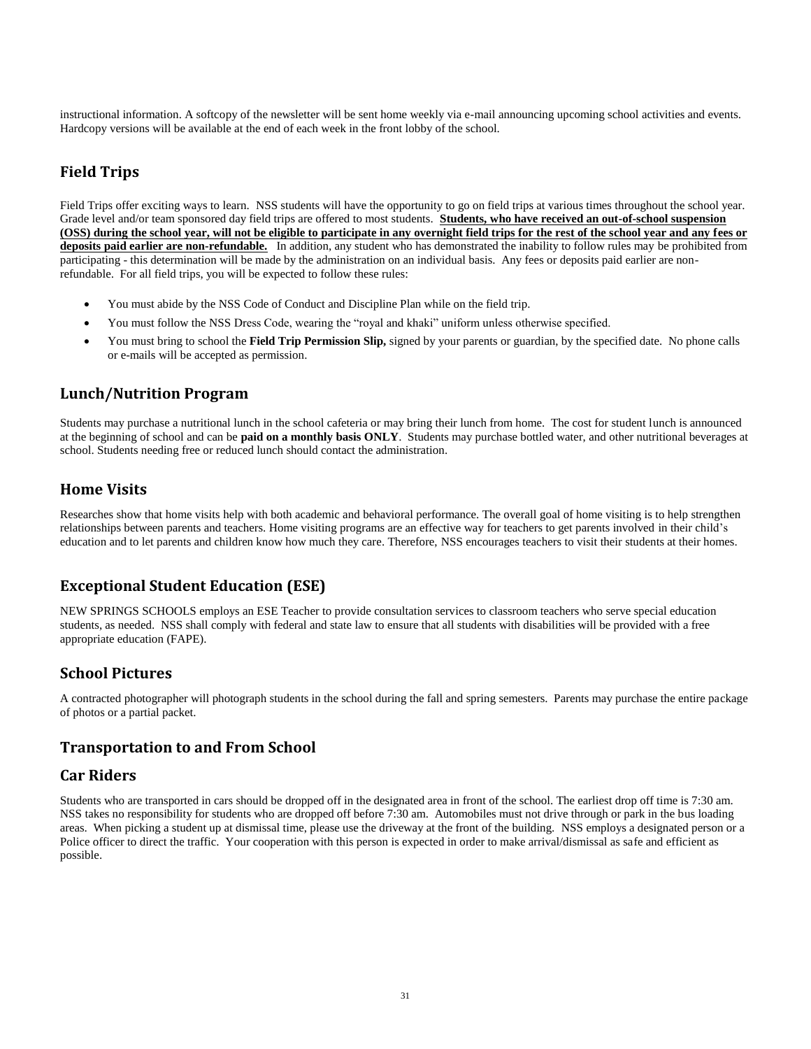instructional information. A softcopy of the newsletter will be sent home weekly via e-mail announcing upcoming school activities and events. Hardcopy versions will be available at the end of each week in the front lobby of the school.

## Field Trips

Field Trips offer exciting ways to learn. NSS students will have the opportunity to go on field trips at various times throughout the school year. Grade level and/or team sponsored day field trips are offered to most students. **Students, who have received an out-of-school suspension (OSS) during the school year, will not be eligible to participate in any overnight field trips for the rest of the school year and any fees or deposits paid earlier are non-refundable.** In addition, any student who has demonstrated the inability to follow rules may be prohibited from participating - this determination will be made by the administration on an individual basis. Any fees or deposits paid earlier are non-refundable. For all field trips, you will be expected to follow these rules:

- You must abide by the NSS Code of Conduct and Discipline Plan while on the field trip.
- You must follow the NSS Dress Code, wearing the "royal and khaki" uniform unless otherwise specified.
- You must bring to school the **Field Trip Permission Slip,** signed by your parents or guardian, by the specified date. No phone calls or e-mails will be accepted as permission.

## Lunch/Nutrition Program

Students may purchase a nutritional lunch in the school cafeteria or may bring their lunch from home. The cost for student lunch is announced at the beginning of school and can be **paid on a monthly basis ONLY**. Students may purchase bottled water, and other nutritional beverages at school. Students needing free or reduced lunch should contact the administration.

## Home Visits

Researches show that home visits help with both academic and behavioral performance. The overall goal of home visiting is to help strengthen relationships between parents and teachers. Home visiting programs are an effective way for teachers to get parents involved in their child's education and to let parents and children know how much they care. Therefore, NSS encourages teachers to visit their students at their homes.

## Exceptional Student Education (ESE)

NEW SPRINGS SCHOOLS employs an ESE Teacher to provide consultation services to classroom teachers who serve special education students, as needed. NSS shall comply with federal and state law to ensure that all students with disabilities will be provided with a free appropriate education (FAPE).

## School Pictures

A contracted photographer will photograph students in the school during the fall and spring semesters. Parents may purchase the entire package of photos or a partial packet.

## Transportation to and From School

## Car Riders

Students who are transported in cars should be dropped off in the designated area in front of the school. The earliest drop off time is 7:30 am. NSS takes no responsibility for students who are dropped off before 7:30 am. Automobiles must not drive through or park in the bus loading areas. When picking a student up at dismissal time, please use the driveway at the front of the building. NSS employs a designated person or a Police officer to direct the traffic. Your cooperation with this person is expected in order to make arrival/dismissal as safe and efficient as possible.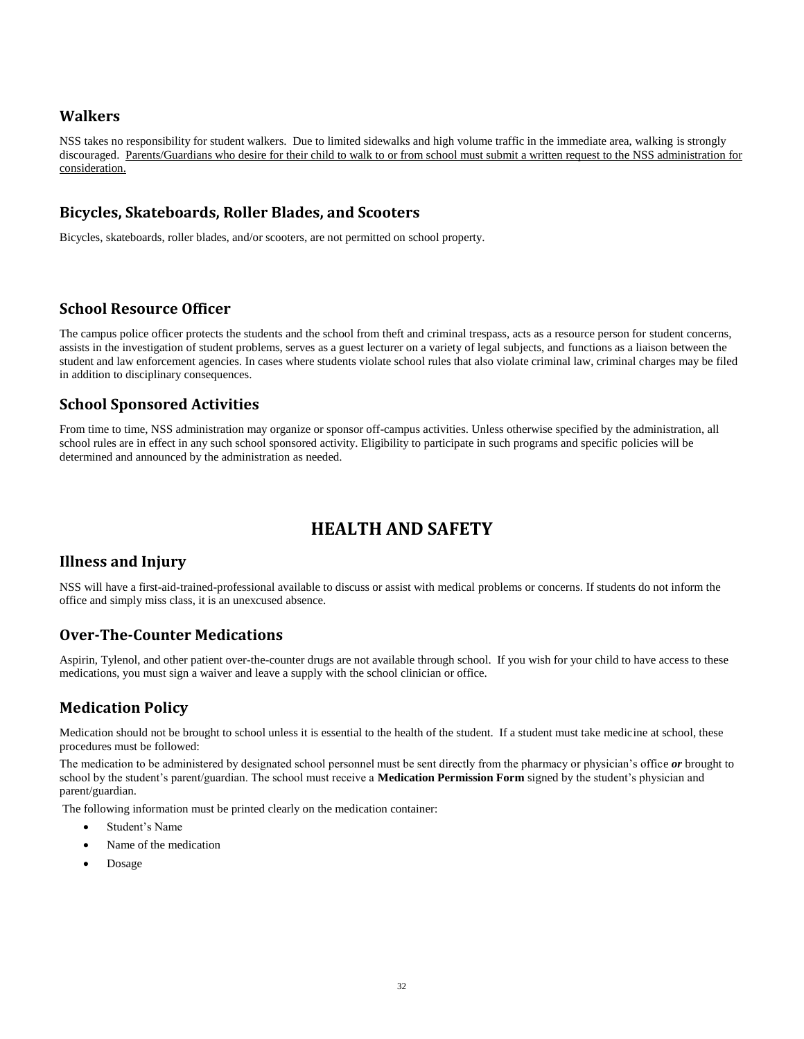## Walkers

NSS takes no responsibility for student walkers. Due to limited sidewalks and high volume traffic in the immediate area, walking is strongly discouraged. <u>Parents/Guardians who desire for their child to walk to or from school must submit a written request to the NSS administration for consideration.</u>

## Bicycles, Skateboards, Roller Blades, and Scooters

Bicycles, skateboards, roller blades, and/or scooters, are not permitted on school property.

## School Resource Officer

The campus police officer protects the students and the school from theft and criminal trespass, acts as a resource person for student concerns, assists in the investigation of student problems, serves as a guest lecturer on a variety of legal subjects, and functions as a liaison between the student and law enforcement agencies. In cases where students violate school rules that also violate criminal law, criminal charges may be filed in addition to disciplinary consequences.

## School Sponsored Activities

From time to time, NSS administration may organize or sponsor off-campus activities. Unless otherwise specified by the administration, all school rules are in effect in any such school sponsored activity. Eligibility to participate in such programs and specific policies will be determined and announced by the administration as needed.

# HEALTH AND SAFETY

## Illness and Injury

NSS will have a first-aid-trained-professional available to discuss or assist with medical problems or concerns. If students do not inform the office and simply miss class, it is an unexcused absence.

## Over-The-Counter Medications

Aspirin, Tylenol, and other patient over-the-counter drugs are not available through school. If you wish for your child to have access to these medications, you must sign a waiver and leave a supply with the school clinician or office.

## Medication Policy

Medication should not be brought to school unless it is essential to the health of the student. If a student must take medicine at school, these procedures must be followed:

The medication to be administered by designated school personnel must be sent directly from the pharmacy or physician's office ***or*** brought to school by the student's parent/guardian. The school must receive a **Medication Permission Form** signed by the student's physician and parent/guardian.

The following information must be printed clearly on the medication container:

- Student's Name
- Name of the medication
- Dosage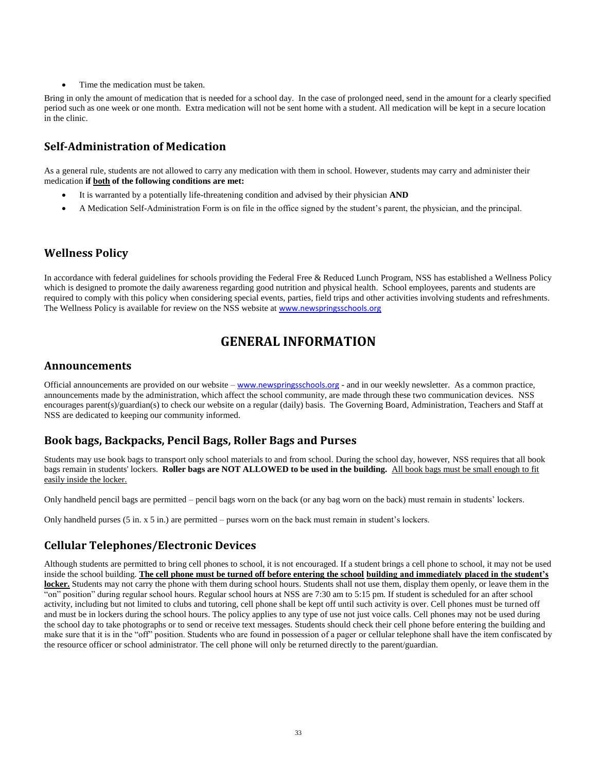- Time the medication must be taken.

Bring in only the amount of medication that is needed for a school day. In the case of prolonged need, send in the amount for a clearly specified period such as one week or one month. Extra medication will not be sent home with a student. All medication will be kept in a secure location in the clinic.

### Self-Administration of Medication

As a general rule, students are not allowed to carry any medication with them in school. However, students may carry and administer their medication **if <u>both</u> of the following conditions are met:**

- It is warranted by a potentially life-threatening condition and advised by their physician **AND**
- A Medication Self-Administration Form is on file in the office signed by the student's parent, the physician, and the principal.

### Wellness Policy

In accordance with federal guidelines for schools providing the Federal Free & Reduced Lunch Program, NSS has established a Wellness Policy which is designed to promote the daily awareness regarding good nutrition and physical health. School employees, parents and students are required to comply with this policy when considering special events, parties, field trips and other activities involving students and refreshments. The Wellness Policy is available for review on the NSS website at www.newspringsschools.org

## GENERAL INFORMATION

### Announcements

Official announcements are provided on our website – www.newspringsschools.org - and in our weekly newsletter. As a common practice, announcements made by the administration, which affect the school community, are made through these two communication devices. NSS encourages parent(s)/guardian(s) to check our website on a regular (daily) basis. The Governing Board, Administration, Teachers and Staff at NSS are dedicated to keeping our community informed.

### Book bags, Backpacks, Pencil Bags, Roller Bags and Purses

Students may use book bags to transport only school materials to and from school. During the school day, however, NSS requires that all book bags remain in students' lockers. **Roller bags are NOT ALLOWED to be used in the building.** <u>All book bags must be small enough to fit easily inside the locker.</u>

Only handheld pencil bags are permitted – pencil bags worn on the back (or any bag worn on the back) must remain in students' lockers.

Only handheld purses (5 in. x 5 in.) are permitted – purses worn on the back must remain in student's lockers.

### Cellular Telephones/Electronic Devices

Although students are permitted to bring cell phones to school, it is not encouraged. If a student brings a cell phone to school, it may not be used inside the school building. **<u>The cell phone must be turned off before entering the school building and immediately placed in the student's locker.</u>** Students may not carry the phone with them during school hours. Students shall not use them, display them openly, or leave them in the "on" position" during regular school hours. Regular school hours at NSS are 7:30 am to 5:15 pm. If student is scheduled for an after school activity, including but not limited to clubs and tutoring, cell phone shall be kept off until such activity is over. Cell phones must be turned off and must be in lockers during the school hours. The policy applies to any type of use not just voice calls. Cell phones may not be used during the school day to take photographs or to send or receive text messages. Students should check their cell phone before entering the building and make sure that it is in the "off" position. Students who are found in possession of a pager or cellular telephone shall have the item confiscated by the resource officer or school administrator. The cell phone will only be returned directly to the parent/guardian.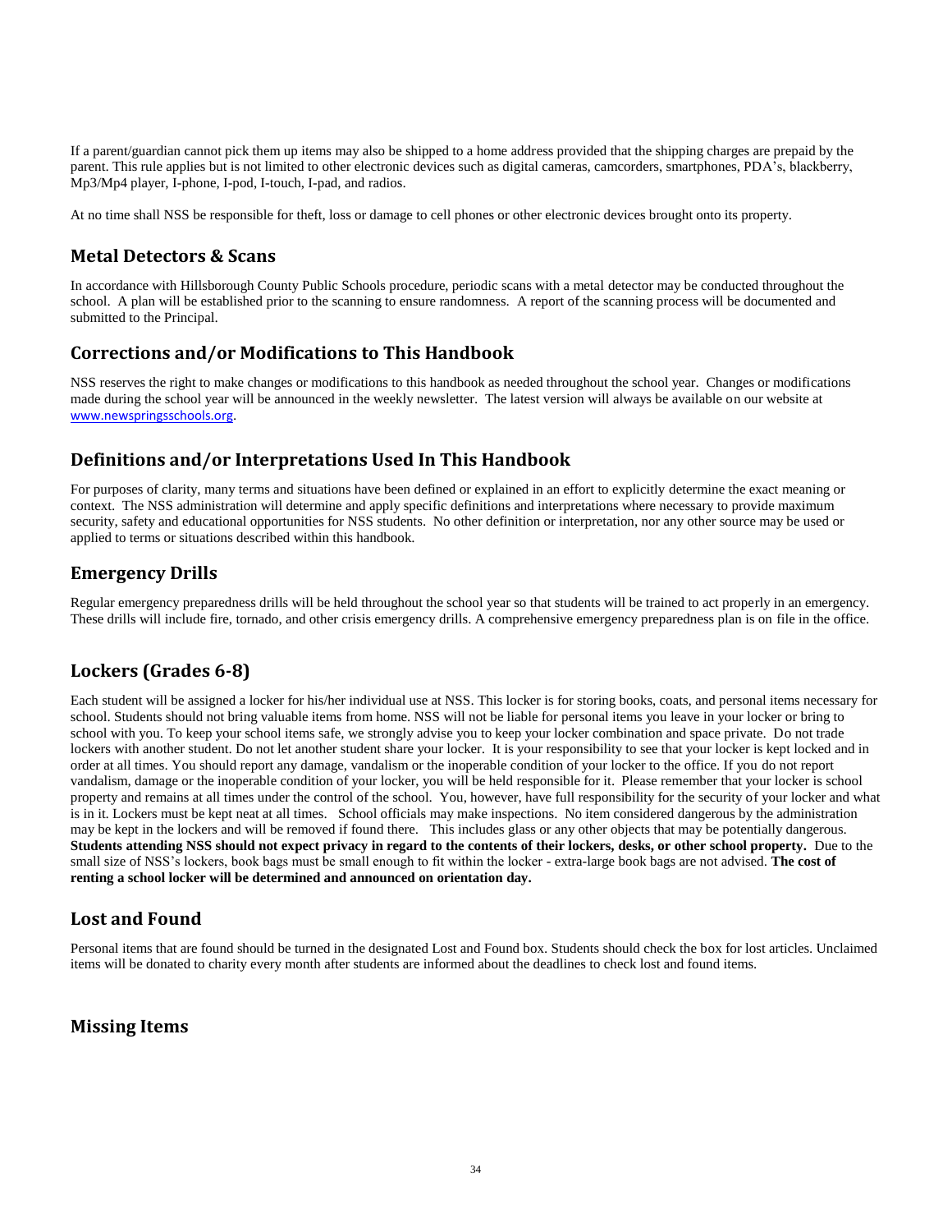If a parent/guardian cannot pick them up items may also be shipped to a home address provided that the shipping charges are prepaid by the parent. This rule applies but is not limited to other electronic devices such as digital cameras, camcorders, smartphones, PDA's, blackberry, Mp3/Mp4 player, I-phone, I-pod, I-touch, I-pad, and radios.

At no time shall NSS be responsible for theft, loss or damage to cell phones or other electronic devices brought onto its property.

## Metal Detectors & Scans

In accordance with Hillsborough County Public Schools procedure, periodic scans with a metal detector may be conducted throughout the school. A plan will be established prior to the scanning to ensure randomness. A report of the scanning process will be documented and submitted to the Principal.

## Corrections and/or Modifications to This Handbook

NSS reserves the right to make changes or modifications to this handbook as needed throughout the school year. Changes or modifications made during the school year will be announced in the weekly newsletter. The latest version will always be available on our website at www.newspringsschools.org.

## Definitions and/or Interpretations Used In This Handbook

For purposes of clarity, many terms and situations have been defined or explained in an effort to explicitly determine the exact meaning or context. The NSS administration will determine and apply specific definitions and interpretations where necessary to provide maximum security, safety and educational opportunities for NSS students. No other definition or interpretation, nor any other source may be used or applied to terms or situations described within this handbook.

## Emergency Drills

Regular emergency preparedness drills will be held throughout the school year so that students will be trained to act properly in an emergency. These drills will include fire, tornado, and other crisis emergency drills. A comprehensive emergency preparedness plan is on file in the office.

## Lockers (Grades 6-8)

Each student will be assigned a locker for his/her individual use at NSS. This locker is for storing books, coats, and personal items necessary for school. Students should not bring valuable items from home. NSS will not be liable for personal items you leave in your locker or bring to school with you. To keep your school items safe, we strongly advise you to keep your locker combination and space private. Do not trade lockers with another student. Do not let another student share your locker. It is your responsibility to see that your locker is kept locked and in order at all times. You should report any damage, vandalism or the inoperable condition of your locker to the office. If you do not report vandalism, damage or the inoperable condition of your locker, you will be held responsible for it. Please remember that your locker is school property and remains at all times under the control of the school. You, however, have full responsibility for the security of your locker and what is in it. Lockers must be kept neat at all times. School officials may make inspections. No item considered dangerous by the administration may be kept in the lockers and will be removed if found there. This includes glass or any other objects that may be potentially dangerous. **Students attending NSS should not expect privacy in regard to the contents of their lockers, desks, or other school property.** Due to the small size of NSS's lockers, book bags must be small enough to fit within the locker - extra-large book bags are not advised. **The cost of renting a school locker will be determined and announced on orientation day.**

## Lost and Found

Personal items that are found should be turned in the designated Lost and Found box. Students should check the box for lost articles. Unclaimed items will be donated to charity every month after students are informed about the deadlines to check lost and found items.

## Missing Items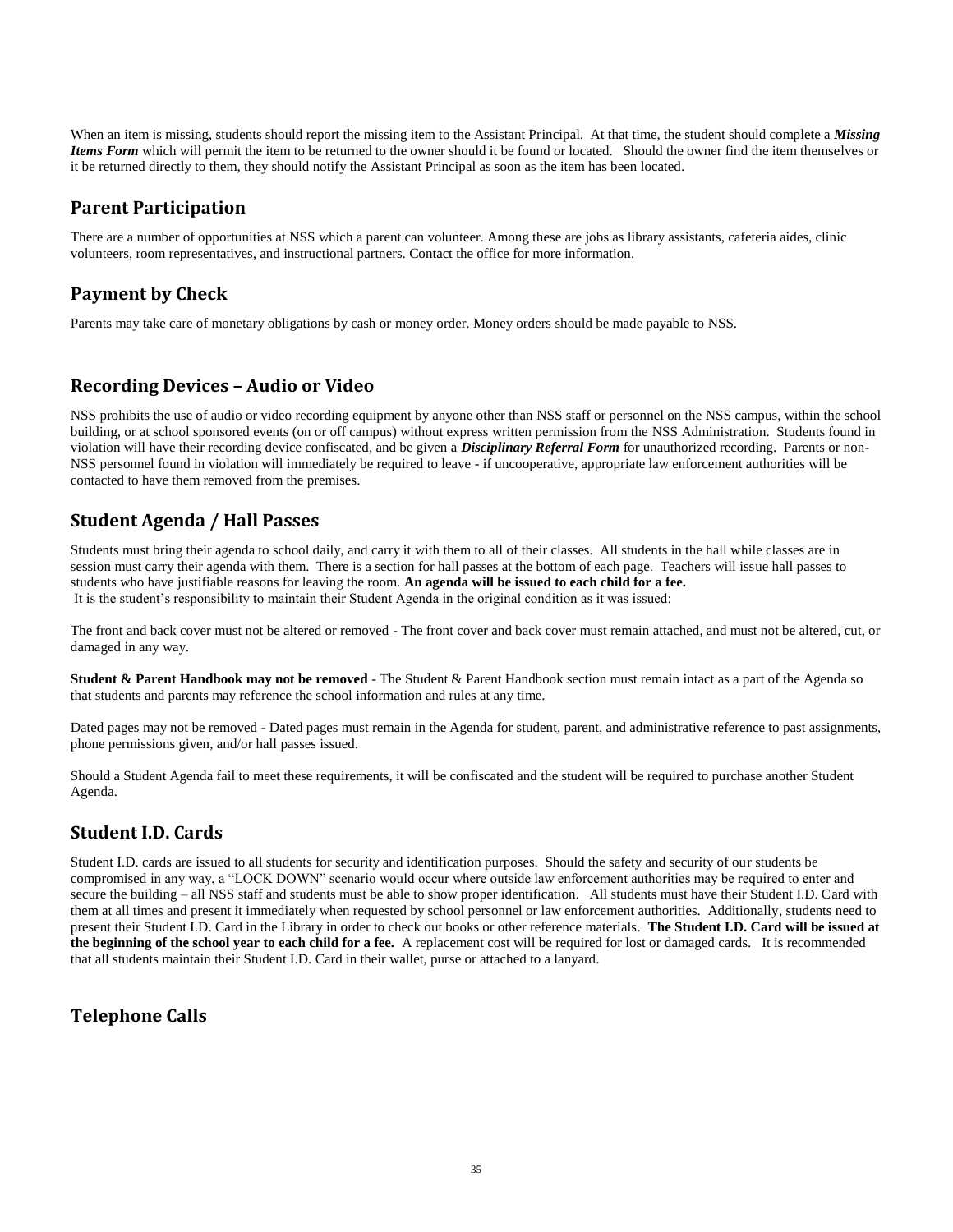When an item is missing, students should report the missing item to the Assistant Principal. At that time, the student should complete a ***Missing Items Form*** which will permit the item to be returned to the owner should it be found or located. Should the owner find the item themselves or it be returned directly to them, they should notify the Assistant Principal as soon as the item has been located.

## Parent Participation

There are a number of opportunities at NSS which a parent can volunteer. Among these are jobs as library assistants, cafeteria aides, clinic volunteers, room representatives, and instructional partners. Contact the office for more information.

## Payment by Check

Parents may take care of monetary obligations by cash or money order. Money orders should be made payable to NSS.

## Recording Devices – Audio or Video

NSS prohibits the use of audio or video recording equipment by anyone other than NSS staff or personnel on the NSS campus, within the school building, or at school sponsored events (on or off campus) without express written permission from the NSS Administration. Students found in violation will have their recording device confiscated, and be given a ***Disciplinary Referral Form*** for unauthorized recording. Parents or non-NSS personnel found in violation will immediately be required to leave - if uncooperative, appropriate law enforcement authorities will be contacted to have them removed from the premises.

## Student Agenda / Hall Passes

Students must bring their agenda to school daily, and carry it with them to all of their classes. All students in the hall while classes are in session must carry their agenda with them. There is a section for hall passes at the bottom of each page. Teachers will issue hall passes to students who have justifiable reasons for leaving the room. **An agenda will be issued to each child for a fee.**
It is the student's responsibility to maintain their Student Agenda in the original condition as it was issued:

The front and back cover must not be altered or removed - The front cover and back cover must remain attached, and must not be altered, cut, or damaged in any way.

**Student & Parent Handbook may not be removed** - The Student & Parent Handbook section must remain intact as a part of the Agenda so that students and parents may reference the school information and rules at any time.

Dated pages may not be removed - Dated pages must remain in the Agenda for student, parent, and administrative reference to past assignments, phone permissions given, and/or hall passes issued.

Should a Student Agenda fail to meet these requirements, it will be confiscated and the student will be required to purchase another Student Agenda.

## Student I.D. Cards

Student I.D. cards are issued to all students for security and identification purposes. Should the safety and security of our students be compromised in any way, a "LOCK DOWN" scenario would occur where outside law enforcement authorities may be required to enter and secure the building – all NSS staff and students must be able to show proper identification. All students must have their Student I.D. Card with them at all times and present it immediately when requested by school personnel or law enforcement authorities. Additionally, students need to present their Student I.D. Card in the Library in order to check out books or other reference materials. **The Student I.D. Card will be issued at the beginning of the school year to each child for a fee.** A replacement cost will be required for lost or damaged cards. It is recommended that all students maintain their Student I.D. Card in their wallet, purse or attached to a lanyard.

## Telephone Calls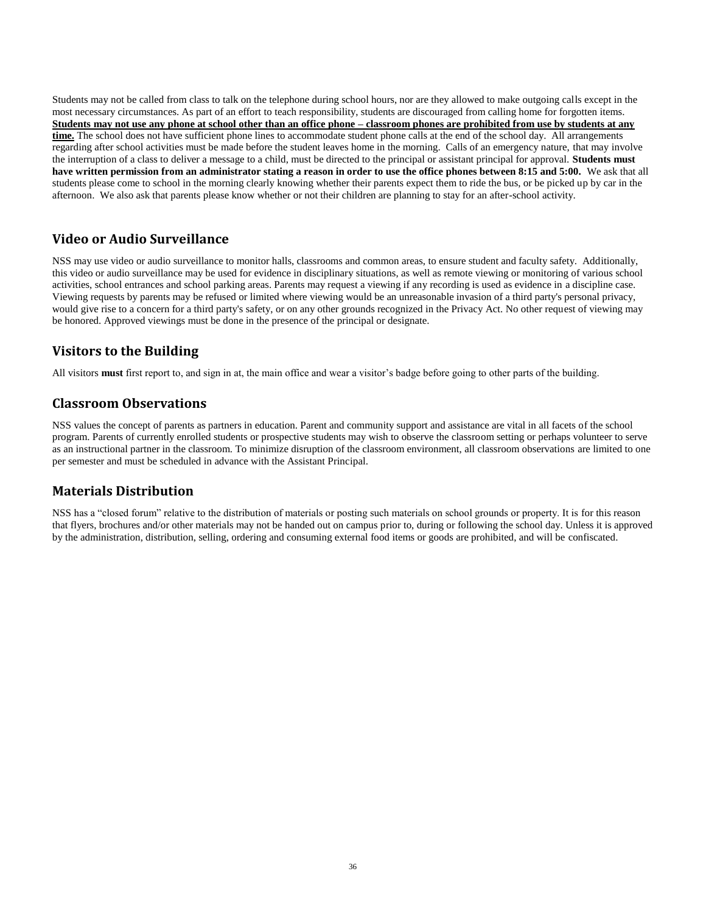Students may not be called from class to talk on the telephone during school hours, nor are they allowed to make outgoing calls except in the most necessary circumstances. As part of an effort to teach responsibility, students are discouraged from calling home for forgotten items. **Students may not use any phone at school other than an office phone – classroom phones are prohibited from use by students at any time.** The school does not have sufficient phone lines to accommodate student phone calls at the end of the school day. All arrangements regarding after school activities must be made before the student leaves home in the morning. Calls of an emergency nature, that may involve the interruption of a class to deliver a message to a child, must be directed to the principal or assistant principal for approval. **Students must have written permission from an administrator stating a reason in order to use the office phones between 8:15 and 5:00.** We ask that all students please come to school in the morning clearly knowing whether their parents expect them to ride the bus, or be picked up by car in the afternoon. We also ask that parents please know whether or not their children are planning to stay for an after-school activity.

## Video or Audio Surveillance

NSS may use video or audio surveillance to monitor halls, classrooms and common areas, to ensure student and faculty safety. Additionally, this video or audio surveillance may be used for evidence in disciplinary situations, as well as remote viewing or monitoring of various school activities, school entrances and school parking areas. Parents may request a viewing if any recording is used as evidence in a discipline case. Viewing requests by parents may be refused or limited where viewing would be an unreasonable invasion of a third party's personal privacy, would give rise to a concern for a third party's safety, or on any other grounds recognized in the Privacy Act. No other request of viewing may be honored. Approved viewings must be done in the presence of the principal or designate.

## Visitors to the Building

All visitors **must** first report to, and sign in at, the main office and wear a visitor's badge before going to other parts of the building.

## Classroom Observations

NSS values the concept of parents as partners in education. Parent and community support and assistance are vital in all facets of the school program. Parents of currently enrolled students or prospective students may wish to observe the classroom setting or perhaps volunteer to serve as an instructional partner in the classroom. To minimize disruption of the classroom environment, all classroom observations are limited to one per semester and must be scheduled in advance with the Assistant Principal.

## Materials Distribution

NSS has a "closed forum" relative to the distribution of materials or posting such materials on school grounds or property. It is for this reason that flyers, brochures and/or other materials may not be handed out on campus prior to, during or following the school day. Unless it is approved by the administration, distribution, selling, ordering and consuming external food items or goods are prohibited, and will be confiscated.